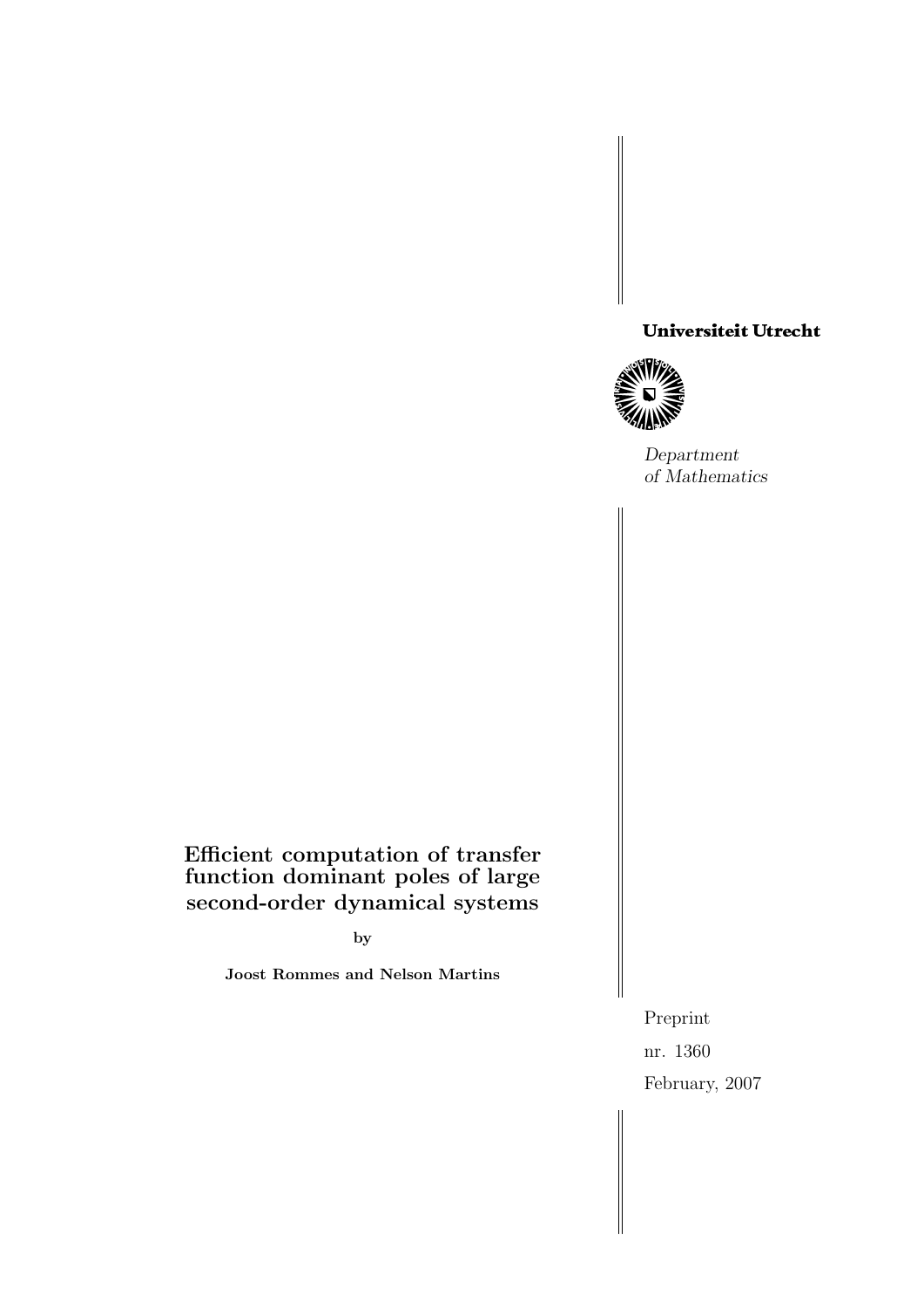**Universiteit Utrecht**

*Department of Mathematics*

# Efficient computation of transfer function dominant poles of large second-order dynamical systems

**by**

**Joost Rommes and Nelson Martins**

Preprint

nr. 1360

February, 2007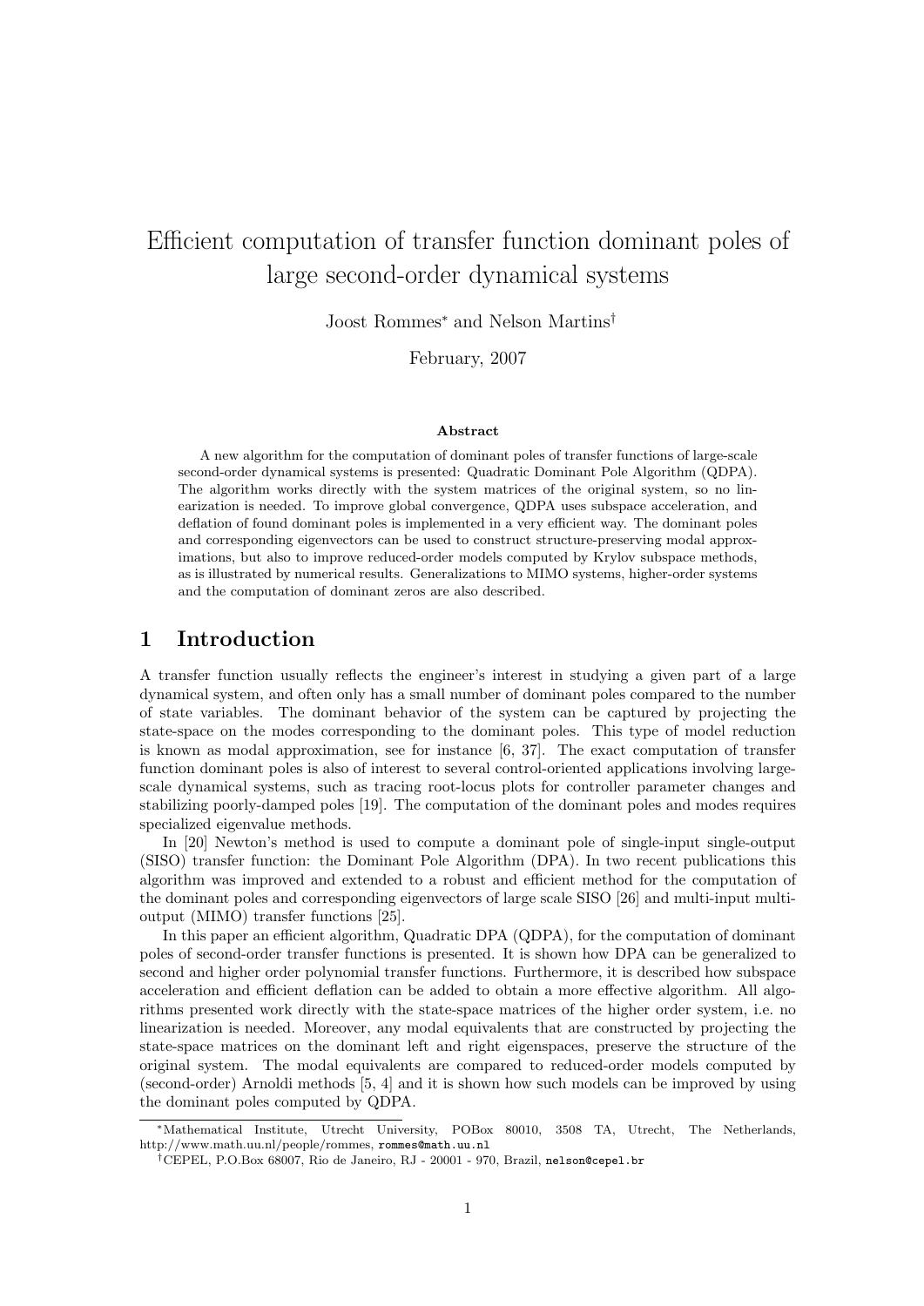# Efficient computation of transfer function dominant poles of large second-order dynamical systems

Joost Rommes[*] and Nelson Martins[†]

February, 2007

**Abstract**

A new algorithm for the computation of dominant poles of transfer functions of large-scale second-order dynamical systems is presented: Quadratic Dominant Pole Algorithm (QDPA). The algorithm works directly with the system matrices of the original system, so no linearization is needed. To improve global convergence, QDPA uses subspace acceleration, and deflation of found dominant poles is implemented in a very efficient way. The dominant poles and corresponding eigenvectors can be used to construct structure-preserving modal approximations, but also to improve reduced-order models computed by Krylov subspace methods, as is illustrated by numerical results. Generalizations to MIMO systems, higher-order systems and the computation of dominant zeros are also described.

## 1 Introduction

A transfer function usually reflects the engineer's interest in studying a given part of a large dynamical system, and often only has a small number of dominant poles compared to the number of state variables. The dominant behavior of the system can be captured by projecting the state-space on the modes corresponding to the dominant poles. This type of model reduction is known as modal approximation, see for instance [6, 37]. The exact computation of transfer function dominant poles is also of interest to several control-oriented applications involving large-scale dynamical systems, such as tracing root-locus plots for controller parameter changes and stabilizing poorly-damped poles [19]. The computation of the dominant poles and modes requires specialized eigenvalue methods.

In [20] Newton's method is used to compute a dominant pole of single-input single-output (SISO) transfer function: the Dominant Pole Algorithm (DPA). In two recent publications this algorithm was improved and extended to a robust and efficient method for the computation of the dominant poles and corresponding eigenvectors of large scale SISO [26] and multi-input multi-output (MIMO) transfer functions [25].

In this paper an efficient algorithm, Quadratic DPA (QDPA), for the computation of dominant poles of second-order transfer functions is presented. It is shown how DPA can be generalized to second and higher order polynomial transfer functions. Furthermore, it is described how subspace acceleration and efficient deflation can be added to obtain a more effective algorithm. All algorithms presented work directly with the state-space matrices of the higher order system, i.e. no linearization is needed. Moreover, any modal equivalents that are constructed by projecting the state-space matrices on the dominant left and right eigenspaces, preserve the structure of the original system. The modal equivalents are compared to reduced-order models computed by (second-order) Arnoldi methods [5, 4] and it is shown how such models can be improved by using the dominant poles computed by QDPA.

[*] Mathematical Institute, Utrecht University, POBox 80010, 3508 TA, Utrecht, The Netherlands, http://www.math.uu.nl/people/rommes, rommes@math.uu.nl

[†] CEPEL, P.O.Box 68007, Rio de Janeiro, RJ - 20001 - 970, Brazil, nelson@cepel.br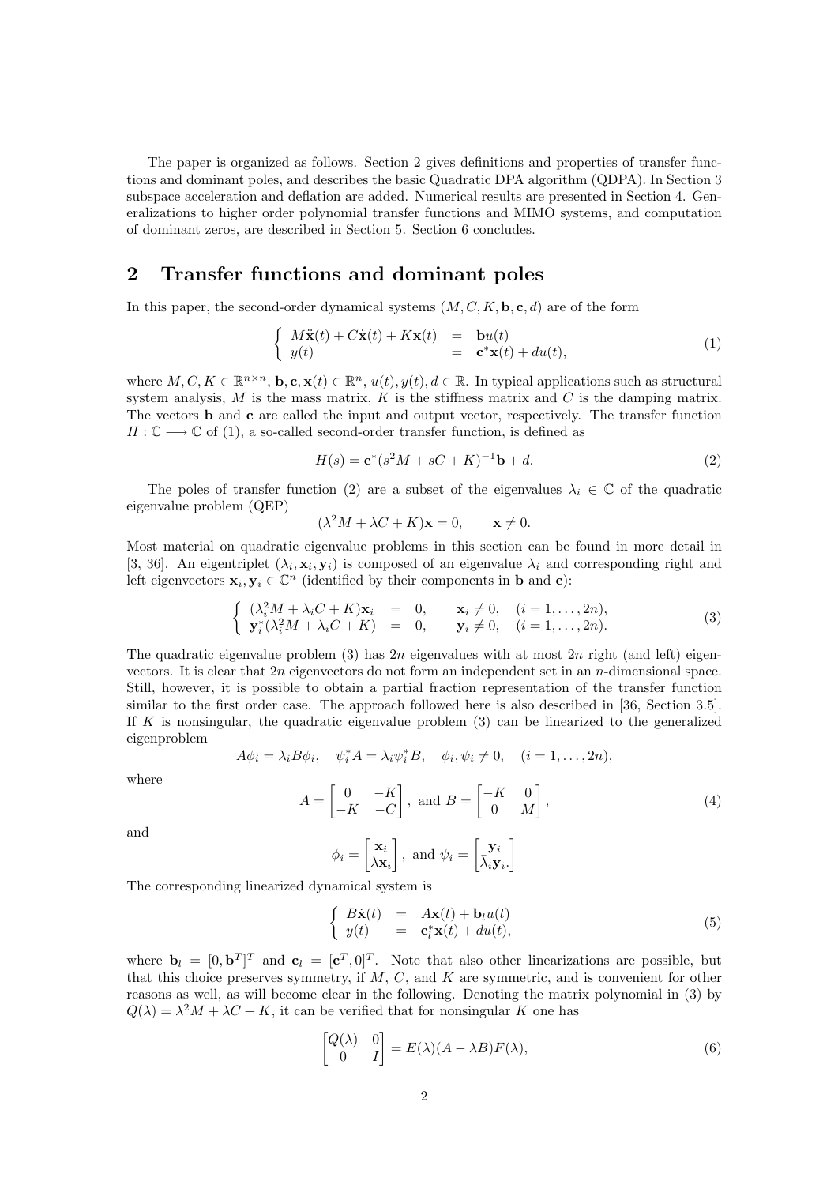The paper is organized as follows. Section 2 gives definitions and properties of transfer functions and dominant poles, and describes the basic Quadratic DPA algorithm (QDPA). In Section 3 subspace acceleration and deflation are added. Numerical results are presented in Section 4. Generalizations to higher order polynomial transfer functions and MIMO systems, and computation of dominant zeros, are described in Section 5. Section 6 concludes.

## 2 Transfer functions and dominant poles

In this paper, the second-order dynamical systems $(M, C, K, \mathbf{b}, \mathbf{c}, d)$ are of the form

$$\left\{ \begin{array}{rcl} M\ddot{\mathbf{x}}(t) + C\dot{\mathbf{x}}(t) + K\mathbf{x}(t) & = & \mathbf{b}u(t) \\ y(t) & = & \mathbf{c}^*\mathbf{x}(t) + du(t), \end{array} \right. \tag{1}$$

where $M, C, K \in \mathbb{R}^{n\times n}$, $\mathbf{b}, \mathbf{c}, \mathbf{x}(t) \in \mathbb{R}^n$, $u(t), y(t), d \in \mathbb{R}$. In typical applications such as structural system analysis, $M$ is the mass matrix, $K$ is the stiffness matrix and $C$ is the damping matrix. The vectors $\mathbf{b}$ and $\mathbf{c}$ are called the input and output vector, respectively. The transfer function $H : \mathbb{C} \longrightarrow \mathbb{C}$ of (1), a so-called second-order transfer function, is defined as

$$H(s) = \mathbf{c}^*(s^2M + sC + K)^{-1}\mathbf{b} + d. \tag{2}$$

The poles of transfer function (2) are a subset of the eigenvalues $\lambda_i \in \mathbb{C}$ of the quadratic eigenvalue problem (QEP)

$$(\lambda^2 M + \lambda C + K)\mathbf{x} = 0, \qquad \mathbf{x} \neq 0.$$

Most material on quadratic eigenvalue problems in this section can be found in more detail in [3, 36]. An eigentriplet $(\lambda_i, \mathbf{x}_i, \mathbf{y}_i)$ is composed of an eigenvalue $\lambda_i$ and corresponding right and left eigenvectors $\mathbf{x}_i, \mathbf{y}_i \in \mathbb{C}^n$ (identified by their components in $\mathbf{b}$ and $\mathbf{c}$):

$$\left\{ \begin{array}{rcll} (\lambda_i^2 M + \lambda_i C + K)\mathbf{x}_i & = & 0, & \mathbf{x}_i \neq 0, \quad (i = 1, \ldots, 2n), \\ \mathbf{y}_i^*(\lambda_i^2 M + \lambda_i C + K) & = & 0, & \mathbf{y}_i \neq 0, \quad (i = 1, \ldots, 2n). \end{array} \right. \tag{3}$$

The quadratic eigenvalue problem (3) has $2n$ eigenvalues with at most $2n$ right (and left) eigenvectors. It is clear that $2n$ eigenvectors do not form an independent set in an $n$-dimensional space. Still, however, it is possible to obtain a partial fraction representation of the transfer function similar to the first order case. The approach followed here is also described in [36, Section 3.5]. If $K$ is nonsingular, the quadratic eigenvalue problem (3) can be linearized to the generalized eigenproblem

$$A\phi_i = \lambda_i B\phi_i, \quad \psi_i^* A = \lambda_i \psi_i^* B, \quad \phi_i, \psi_i \neq 0, \quad (i = 1, \ldots, 2n),$$

where

$$A = \begin{bmatrix} 0 & -K \\ -K & -C \end{bmatrix}, \text{ and } B = \begin{bmatrix} -K & 0 \\ 0 & M \end{bmatrix}, \tag{4}$$

and

$$\phi_i = \begin{bmatrix} \mathbf{x}_i \\ \lambda \mathbf{x}_i \end{bmatrix}, \text{ and } \psi_i = \begin{bmatrix} \mathbf{y}_i \\ \bar{\lambda}_i \mathbf{y}_i. \end{bmatrix}$$

The corresponding linearized dynamical system is

$$\left\{ \begin{array}{rcl} B\dot{\mathbf{x}}(t) & = & A\mathbf{x}(t) + \mathbf{b}_l u(t) \\ y(t) & = & \mathbf{c}_l^*\mathbf{x}(t) + du(t), \end{array} \right. \tag{5}$$

where $\mathbf{b}_l = [0, \mathbf{b}^T]^T$ and $\mathbf{c}_l = [\mathbf{c}^T, 0]^T$. Note that also other linearizations are possible, but that this choice preserves symmetry, if $M$, $C$, and $K$ are symmetric, and is convenient for other reasons as well, as will become clear in the following. Denoting the matrix polynomial in (3) by $Q(\lambda) = \lambda^2 M + \lambda C + K$, it can be verified that for nonsingular $K$ one has

$$\begin{bmatrix} Q(\lambda) & 0 \\ 0 & I \end{bmatrix} = E(\lambda)(A - \lambda B)F(\lambda), \tag{6}$$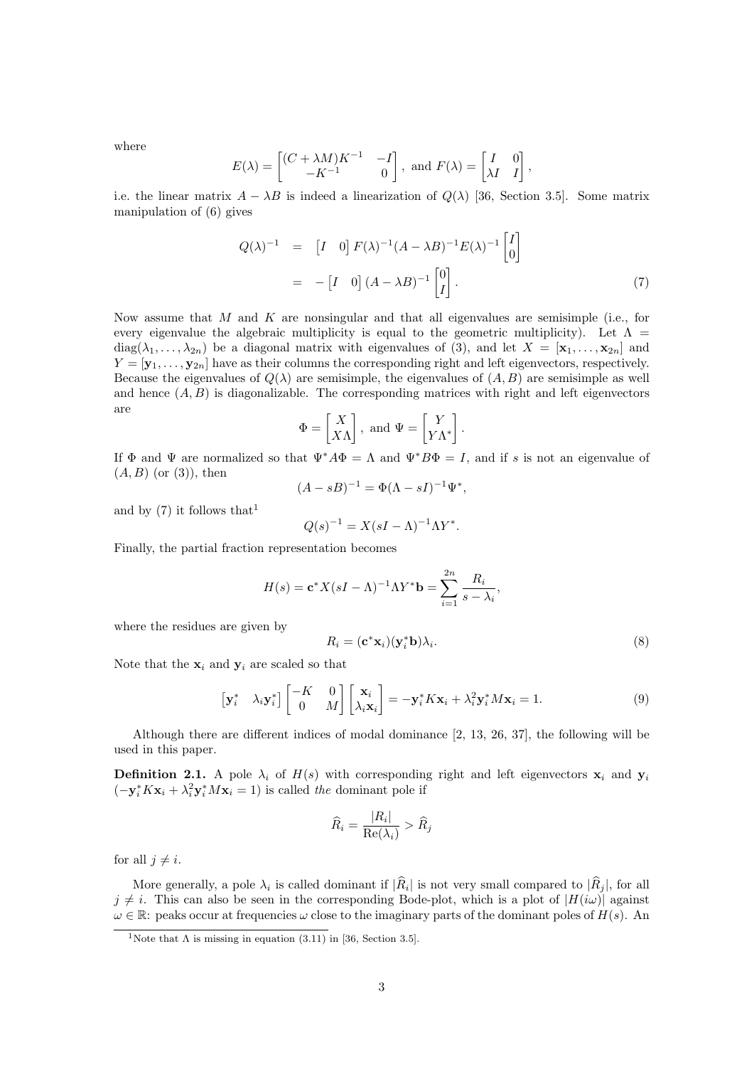where

$$E(\lambda) = \begin{bmatrix} (C+\lambda M)K^{-1} & -I \\ -K^{-1} & 0 \end{bmatrix}, \text{ and } F(\lambda) = \begin{bmatrix} I & 0 \\ \lambda I & I \end{bmatrix},$$

i.e. the linear matrix $A - \lambda B$ is indeed a linearization of $Q(\lambda)$ [36, Section 3.5]. Some matrix manipulation of (6) gives

$$\begin{aligned} Q(\lambda)^{-1} &= \begin{bmatrix} I & 0 \end{bmatrix} F(\lambda)^{-1}(A-\lambda B)^{-1}E(\lambda)^{-1}\begin{bmatrix} I \\ 0 \end{bmatrix} \\ &= -\begin{bmatrix} I & 0 \end{bmatrix}(A-\lambda B)^{-1}\begin{bmatrix} 0 \\ I \end{bmatrix}. \end{aligned} \tag{7}$$

Now assume that $M$ and $K$ are nonsingular and that all eigenvalues are semisimple (i.e., for every eigenvalue the algebraic multiplicity is equal to the geometric multiplicity). Let $\Lambda = \text{diag}(\lambda_1, \ldots, \lambda_{2n})$ be a diagonal matrix with eigenvalues of (3), and let $X = [\mathbf{x}_1, \ldots, \mathbf{x}_{2n}]$ and $Y = [\mathbf{y}_1, \ldots, \mathbf{y}_{2n}]$ have as their columns the corresponding right and left eigenvectors, respectively. Because the eigenvalues of $Q(\lambda)$ are semisimple, the eigenvalues of $(A, B)$ are semisimple as well and hence $(A, B)$ is diagonalizable. The corresponding matrices with right and left eigenvectors are

$$\Phi = \begin{bmatrix} X \\ X\Lambda \end{bmatrix}, \text{ and } \Psi = \begin{bmatrix} Y \\ Y\Lambda^* \end{bmatrix}.$$

If $\Phi$ and $\Psi$ are normalized so that $\Psi^* A \Phi = \Lambda$ and $\Psi^* B \Phi = I$, and if $s$ is not an eigenvalue of $(A, B)$ (or (3)), then

$$(A - sB)^{-1} = \Phi(\Lambda - sI)^{-1}\Psi^*,$$

and by (7) it follows that[1]

$$Q(s)^{-1} = X(sI - \Lambda)^{-1}\Lambda Y^*.$$

Finally, the partial fraction representation becomes

$$H(s) = \mathbf{c}^* X(sI - \Lambda)^{-1}\Lambda Y^* \mathbf{b} = \sum_{i=1}^{2n} \frac{R_i}{s - \lambda_i},$$

where the residues are given by

$$R_i = (\mathbf{c}^*\mathbf{x}_i)(\mathbf{y}_i^*\mathbf{b})\lambda_i. \tag{8}$$

Note that the $\mathbf{x}_i$ and $\mathbf{y}_i$ are scaled so that

$$\begin{bmatrix} \mathbf{y}_i^* & \lambda_i \mathbf{y}_i^* \end{bmatrix} \begin{bmatrix} -K & 0 \\ 0 & M \end{bmatrix} \begin{bmatrix} \mathbf{x}_i \\ \lambda_i \mathbf{x}_i \end{bmatrix} = -\mathbf{y}_i^* K \mathbf{x}_i + \lambda_i^2 \mathbf{y}_i^* M \mathbf{x}_i = 1. \tag{9}$$

Although there are different indices of modal dominance [2, 13, 26, 37], the following will be used in this paper.

**Definition 2.1.** A pole $\lambda_i$ of $H(s)$ with corresponding right and left eigenvectors $\mathbf{x}_i$ and $\mathbf{y}_i$ ($-\mathbf{y}_i^* K \mathbf{x}_i + \lambda_i^2 \mathbf{y}_i^* M \mathbf{x}_i = 1$) is called *the* dominant pole if

$$\widehat{R}_i = \frac{|R_i|}{\text{Re}(\lambda_i)} > \widehat{R}_j$$

for all $j \neq i$.

More generally, a pole $\lambda_i$ is called dominant if $|\widehat{R}_i|$ is not very small compared to $|\widehat{R}_j|$, for all $j \neq i$. This can also be seen in the corresponding Bode-plot, which is a plot of $|H(i\omega)|$ against $\omega \in \mathbb{R}$: peaks occur at frequencies $\omega$ close to the imaginary parts of the dominant poles of $H(s)$. An

[1] Note that $\Lambda$ is missing in equation (3.11) in [36, Section 3.5].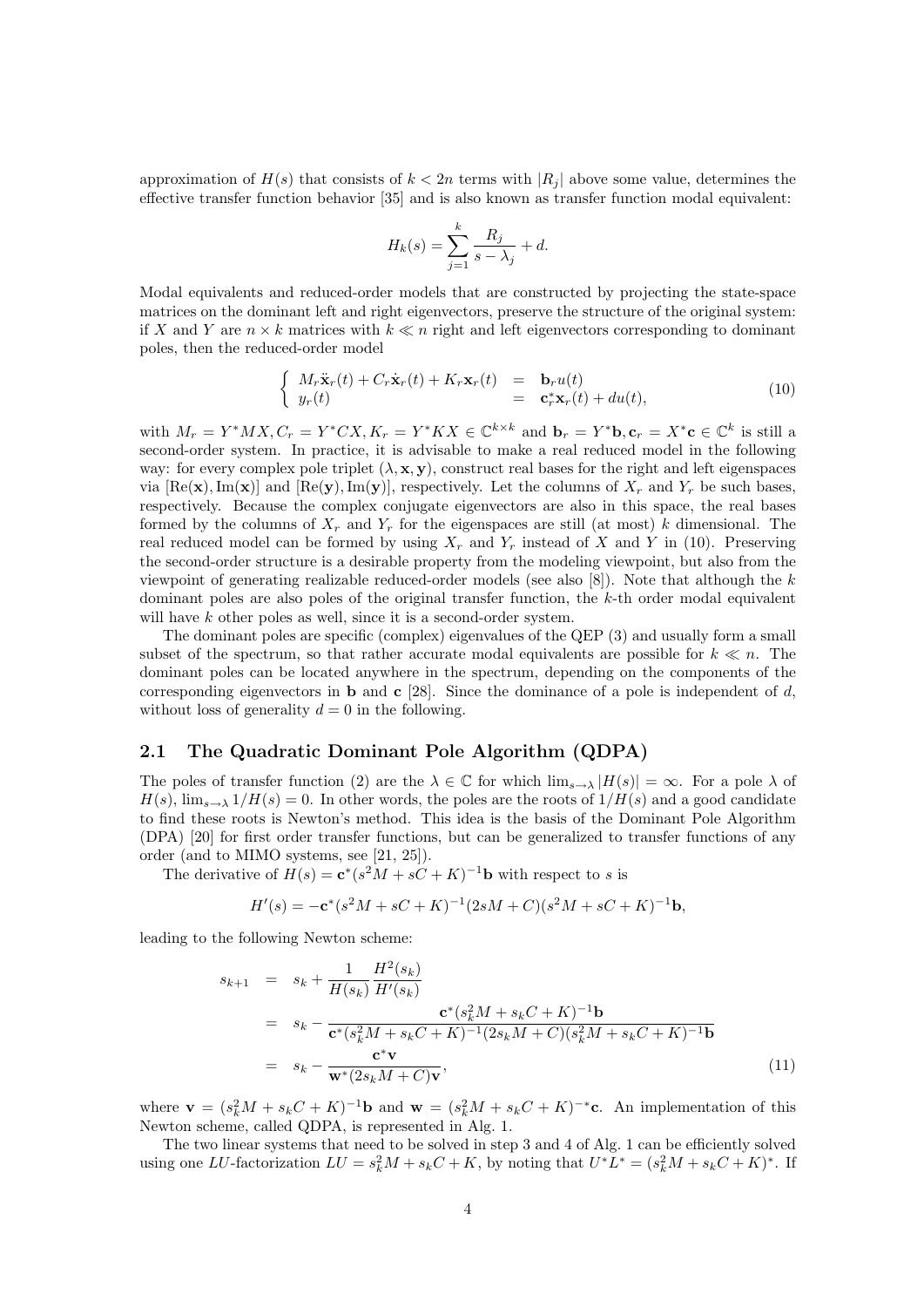approximation of $H(s)$ that consists of $k < 2n$ terms with $|R_j|$ above some value, determines the effective transfer function behavior [35] and is also known as transfer function modal equivalent:

$$H_k(s) = \sum_{j=1}^{k} \frac{R_j}{s - \lambda_j} + d.$$

Modal equivalents and reduced-order models that are constructed by projecting the state-space matrices on the dominant left and right eigenvectors, preserve the structure of the original system: if $X$ and $Y$ are $n \times k$ matrices with $k \ll n$ right and left eigenvectors corresponding to dominant poles, then the reduced-order model

$$\begin{cases} M_r \ddot{\mathbf{x}}_r(t) + C_r \dot{\mathbf{x}}_r(t) + K_r \mathbf{x}_r(t) &= \mathbf{b}_r u(t) \\ y_r(t) &= \mathbf{c}_r^* \mathbf{x}_r(t) + du(t), \end{cases} \tag{10}$$

with $M_r = Y^*MX, C_r = Y^*CX, K_r = Y^*KX \in \mathbb{C}^{k \times k}$ and $\mathbf{b}_r = Y^*\mathbf{b}, \mathbf{c}_r = X^*\mathbf{c} \in \mathbb{C}^k$ is still a second-order system. In practice, it is advisable to make a real reduced model in the following way: for every complex pole triplet $(\lambda, \mathbf{x}, \mathbf{y})$, construct real bases for the right and left eigenspaces via $[\mathrm{Re}(\mathbf{x}), \mathrm{Im}(\mathbf{x})]$ and $[\mathrm{Re}(\mathbf{y}), \mathrm{Im}(\mathbf{y})]$, respectively. Let the columns of $X_r$ and $Y_r$ be such bases, respectively. Because the complex conjugate eigenvectors are also in this space, the real bases formed by the columns of $X_r$ and $Y_r$ for the eigenspaces are still (at most) $k$ dimensional. The real reduced model can be formed by using $X_r$ and $Y_r$ instead of $X$ and $Y$ in (10). Preserving the second-order structure is a desirable property from the modeling viewpoint, but also from the viewpoint of generating realizable reduced-order models (see also [8]). Note that although the $k$ dominant poles are also poles of the original transfer function, the $k$-th order modal equivalent will have $k$ other poles as well, since it is a second-order system.

The dominant poles are specific (complex) eigenvalues of the QEP (3) and usually form a small subset of the spectrum, so that rather accurate modal equivalents are possible for $k \ll n$. The dominant poles can be located anywhere in the spectrum, depending on the components of the corresponding eigenvectors in $\mathbf{b}$ and $\mathbf{c}$ [28]. Since the dominance of a pole is independent of $d$, without loss of generality $d = 0$ in the following.

## 2.1 The Quadratic Dominant Pole Algorithm (QDPA)

The poles of transfer function (2) are the $\lambda \in \mathbb{C}$ for which $\lim_{s \to \lambda} |H(s)| = \infty$. For a pole $\lambda$ of $H(s)$, $\lim_{s \to \lambda} 1/H(s) = 0$. In other words, the poles are the roots of $1/H(s)$ and a good candidate to find these roots is Newton's method. This idea is the basis of the Dominant Pole Algorithm (DPA) [20] for first order transfer functions, but can be generalized to transfer functions of any order (and to MIMO systems, see [21, 25]).

The derivative of $H(s) = \mathbf{c}^*(s^2M + sC + K)^{-1}\mathbf{b}$ with respect to $s$ is

$$H'(s) = -\mathbf{c}^*(s^2M + sC + K)^{-1}(2sM + C)(s^2M + sC + K)^{-1}\mathbf{b},$$

leading to the following Newton scheme:

$$\begin{aligned} s_{k+1} &= s_k + \frac{1}{H(s_k)} \frac{H^2(s_k)}{H'(s_k)} \\ &= s_k - \frac{\mathbf{c}^*(s_k^2M + s_kC + K)^{-1}\mathbf{b}}{\mathbf{c}^*(s_k^2M + s_kC + K)^{-1}(2s_kM + C)(s_k^2M + s_kC + K)^{-1}\mathbf{b}} \\ &= s_k - \frac{\mathbf{c}^*\mathbf{v}}{\mathbf{w}^*(2s_kM + C)\mathbf{v}}, \end{aligned} \tag{11}$$

where $\mathbf{v} = (s_k^2M + s_kC + K)^{-1}\mathbf{b}$ and $\mathbf{w} = (s_k^2M + s_kC + K)^{-*}\mathbf{c}$. An implementation of this Newton scheme, called QDPA, is represented in Alg. 1.

The two linear systems that need to be solved in step 3 and 4 of Alg. 1 can be efficiently solved using one $LU$-factorization $LU = s_k^2M + s_kC + K$, by noting that $U^*L^* = (s_k^2M + s_kC + K)^*$. If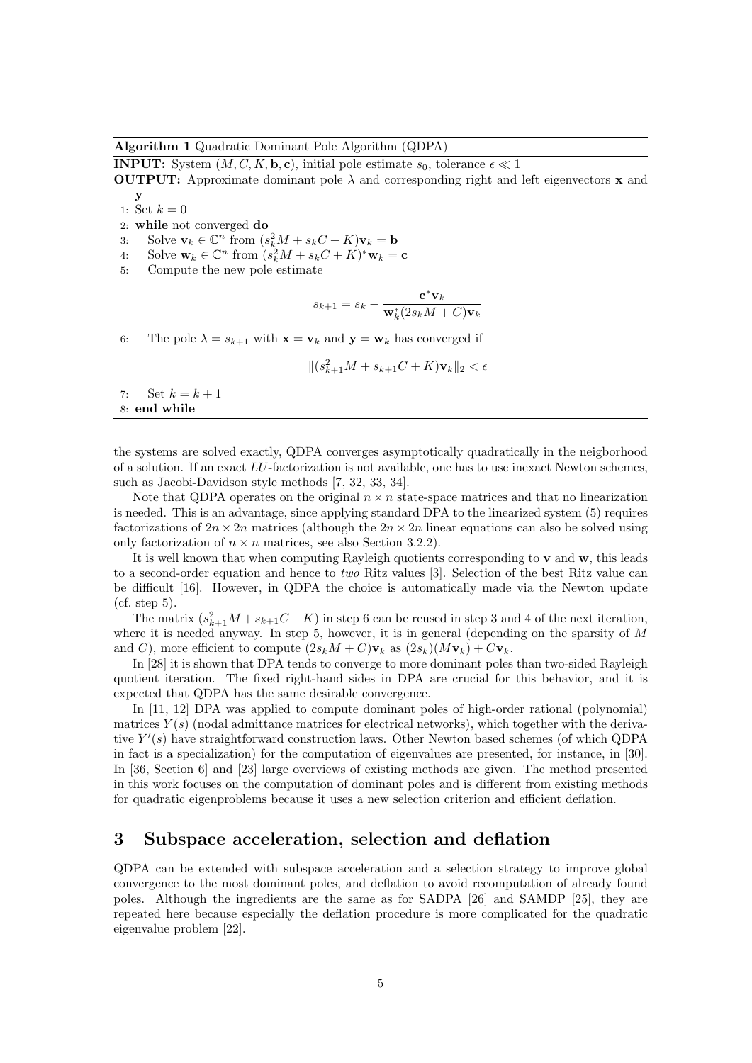**Algorithm 1** Quadratic Dominant Pole Algorithm (QDPA)

**INPUT:** System $(M, C, K, \mathbf{b}, \mathbf{c})$, initial pole estimate $s_0$, tolerance $\epsilon \ll 1$

**OUTPUT:** Approximate dominant pole $\lambda$ and corresponding right and left eigenvectors $\mathbf{x}$ and $\mathbf{y}$

1: Set $k = 0$
2: **while** not converged **do**
3: Solve $\mathbf{v}_k \in \mathbb{C}^n$ from $(s_k^2 M + s_k C + K)\mathbf{v}_k = \mathbf{b}$
4: Solve $\mathbf{w}_k \in \mathbb{C}^n$ from $(s_k^2 M + s_k C + K)^* \mathbf{w}_k = \mathbf{c}$
5: Compute the new pole estimate

$$s_{k+1} = s_k - \frac{\mathbf{c}^* \mathbf{v}_k}{\mathbf{w}_k^* (2 s_k M + C)\mathbf{v}_k}$$

6: The pole $\lambda = s_{k+1}$ with $\mathbf{x} = \mathbf{v}_k$ and $\mathbf{y} = \mathbf{w}_k$ has converged if

$$\|(s_{k+1}^2 M + s_{k+1} C + K)\mathbf{v}_k\|_2 < \epsilon$$

7: Set $k = k + 1$
8: **end while**

the systems are solved exactly, QDPA converges asymptotically quadratically in the neigborhood of a solution. If an exact $LU$-factorization is not available, one has to use inexact Newton schemes, such as Jacobi-Davidson style methods [7, 32, 33, 34].

Note that QDPA operates on the original $n \times n$ state-space matrices and that no linearization is needed. This is an advantage, since applying standard DPA to the linearized system (5) requires factorizations of $2n \times 2n$ matrices (although the $2n \times 2n$ linear equations can also be solved using only factorization of $n \times n$ matrices, see also Section 3.2.2).

It is well known that when computing Rayleigh quotients corresponding to $\mathbf{v}$ and $\mathbf{w}$, this leads to a second-order equation and hence to *two* Ritz values [3]. Selection of the best Ritz value can be difficult [16]. However, in QDPA the choice is automatically made via the Newton update (cf. step 5).

The matrix $(s_{k+1}^2 M + s_{k+1} C + K)$ in step 6 can be reused in step 3 and 4 of the next iteration, where it is needed anyway. In step 5, however, it is in general (depending on the sparsity of $M$ and $C$), more efficient to compute $(2s_k M + C)\mathbf{v}_k$ as $(2s_k)(M\mathbf{v}_k) + C\mathbf{v}_k$.

In [28] it is shown that DPA tends to converge to more dominant poles than two-sided Rayleigh quotient iteration. The fixed right-hand sides in DPA are crucial for this behavior, and it is expected that QDPA has the same desirable convergence.

In [11, 12] DPA was applied to compute dominant poles of high-order rational (polynomial) matrices $Y(s)$ (nodal admittance matrices for electrical networks), which together with the derivative $Y'(s)$ have straightforward construction laws. Other Newton based schemes (of which QDPA in fact is a specialization) for the computation of eigenvalues are presented, for instance, in [30]. In [36, Section 6] and [23] large overviews of existing methods are given. The method presented in this work focuses on the computation of dominant poles and is different from existing methods for quadratic eigenproblems because it uses a new selection criterion and efficient deflation.

## 3 Subspace acceleration, selection and deflation

QDPA can be extended with subspace acceleration and a selection strategy to improve global convergence to the most dominant poles, and deflation to avoid recomputation of already found poles. Although the ingredients are the same as for SADPA [26] and SAMDP [25], they are repeated here because especially the deflation procedure is more complicated for the quadratic eigenvalue problem [22].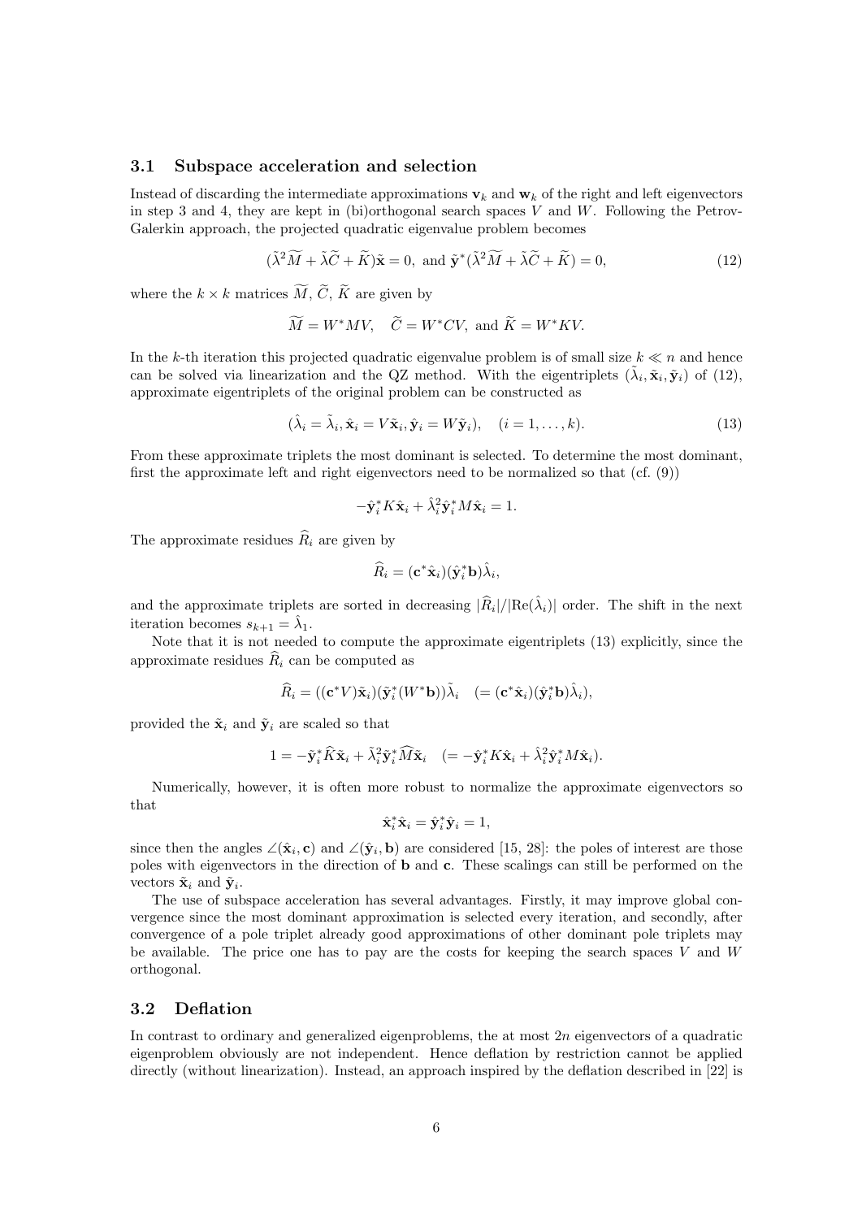### 3.1 Subspace acceleration and selection

Instead of discarding the intermediate approximations $\mathbf{v}_k$ and $\mathbf{w}_k$ of the right and left eigenvectors in step 3 and 4, they are kept in (bi)orthogonal search spaces $V$ and $W$. Following the Petrov-Galerkin approach, the projected quadratic eigenvalue problem becomes

$$(\tilde{\lambda}^2 \widetilde{M} + \tilde{\lambda}\widetilde{C} + \widetilde{K})\tilde{\mathbf{x}} = 0, \text{ and } \tilde{\mathbf{y}}^*(\tilde{\lambda}^2 \widetilde{M} + \tilde{\lambda}\widetilde{C} + \widetilde{K}) = 0, \tag{12}$$

where the $k \times k$ matrices $\widetilde{M}$, $\widetilde{C}$, $\widetilde{K}$ are given by

$$\widetilde{M} = W^*MV, \quad \widetilde{C} = W^*CV, \text{ and } \widetilde{K} = W^*KV.$$

In the $k$-th iteration this projected quadratic eigenvalue problem is of small size $k \ll n$ and hence can be solved via linearization and the QZ method. With the eigentriplets $(\tilde{\lambda}_i, \tilde{\mathbf{x}}_i, \tilde{\mathbf{y}}_i)$ of (12), approximate eigentriplets of the original problem can be constructed as

$$(\hat{\lambda}_i = \tilde{\lambda}_i, \hat{\mathbf{x}}_i = V\tilde{\mathbf{x}}_i, \hat{\mathbf{y}}_i = W\tilde{\mathbf{y}}_i), \quad (i = 1, \ldots, k). \tag{13}$$

From these approximate triplets the most dominant is selected. To determine the most dominant, first the approximate left and right eigenvectors need to be normalized so that (cf. (9))

$$-\hat{\mathbf{y}}_i^* K \hat{\mathbf{x}}_i + \hat{\lambda}_i^2 \hat{\mathbf{y}}_i^* M \hat{\mathbf{x}}_i = 1.$$

The approximate residues $\widehat{R}_i$ are given by

$$\widehat{R}_i = (\mathbf{c}^*\hat{\mathbf{x}}_i)(\hat{\mathbf{y}}_i^*\mathbf{b})\hat{\lambda}_i,$$

and the approximate triplets are sorted in decreasing $|\widehat{R}_i|/|\mathrm{Re}(\hat{\lambda}_i)|$ order. The shift in the next iteration becomes $s_{k+1} = \hat{\lambda}_1$.

Note that it is not needed to compute the approximate eigentriplets (13) explicitly, since the approximate residues $\widehat{R}_i$ can be computed as

$$\widehat{R}_i = ((\mathbf{c}^*V)\tilde{\mathbf{x}}_i)(\tilde{\mathbf{y}}_i^*(W^*\mathbf{b}))\tilde{\lambda}_i \quad (= (\mathbf{c}^*\hat{\mathbf{x}}_i)(\hat{\mathbf{y}}_i^*\mathbf{b})\hat{\lambda}_i),$$

provided the $\tilde{\mathbf{x}}_i$ and $\tilde{\mathbf{y}}_i$ are scaled so that

$$1 = -\tilde{\mathbf{y}}_i^* \widehat{K} \tilde{\mathbf{x}}_i + \tilde{\lambda}_i^2 \tilde{\mathbf{y}}_i^* \widehat{M} \tilde{\mathbf{x}}_i \quad (= -\hat{\mathbf{y}}_i^* K \hat{\mathbf{x}}_i + \hat{\lambda}_i^2 \hat{\mathbf{y}}_i^* M \hat{\mathbf{x}}_i).$$

Numerically, however, it is often more robust to normalize the approximate eigenvectors so that

$$\hat{\mathbf{x}}_i^*\hat{\mathbf{x}}_i = \hat{\mathbf{y}}_i^*\hat{\mathbf{y}}_i = 1,$$

since then the angles $\angle(\hat{\mathbf{x}}_i, \mathbf{c})$ and $\angle(\hat{\mathbf{y}}_i, \mathbf{b})$ are considered [15, 28]: the poles of interest are those poles with eigenvectors in the direction of $\mathbf{b}$ and $\mathbf{c}$. These scalings can still be performed on the vectors $\tilde{\mathbf{x}}_i$ and $\tilde{\mathbf{y}}_i$.

The use of subspace acceleration has several advantages. Firstly, it may improve global convergence since the most dominant approximation is selected every iteration, and secondly, after convergence of a pole triplet already good approximations of other dominant pole triplets may be available. The price one has to pay are the costs for keeping the search spaces $V$ and $W$ orthogonal.

### 3.2 Deflation

In contrast to ordinary and generalized eigenproblems, the at most $2n$ eigenvectors of a quadratic eigenproblem obviously are not independent. Hence deflation by restriction cannot be applied directly (without linearization). Instead, an approach inspired by the deflation described in [22] is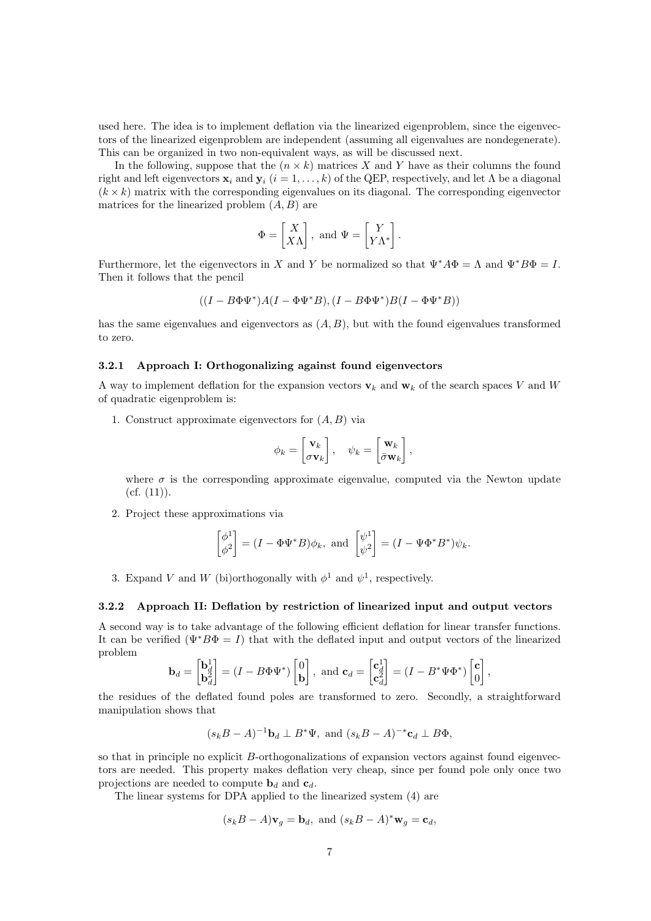used here. The idea is to implement deflation via the linearized eigenproblem, since the eigenvectors of the linearized eigenproblem are independent (assuming all eigenvalues are nondegenerate). This can be organized in two non-equivalent ways, as will be discussed next.

In the following, suppose that the $(n \times k)$ matrices $X$ and $Y$ have as their columns the found right and left eigenvectors $\mathbf{x}_i$ and $\mathbf{y}_i$ $(i = 1, \ldots, k)$ of the QEP, respectively, and let $\Lambda$ be a diagonal $(k \times k)$ matrix with the corresponding eigenvalues on its diagonal. The corresponding eigenvector matrices for the linearized problem $(A, B)$ are

$$\Phi = \begin{bmatrix} X \\ X\Lambda \end{bmatrix}, \text{ and } \Psi = \begin{bmatrix} Y \\ Y\Lambda^* \end{bmatrix}.$$

Furthermore, let the eigenvectors in $X$ and $Y$ be normalized so that $\Psi^* A \Phi = \Lambda$ and $\Psi^* B \Phi = I$. Then it follows that the pencil

$$((I - B\Phi\Psi^*)A(I - \Phi\Psi^* B), (I - B\Phi\Psi^*)B(I - \Phi\Psi^* B))$$

has the same eigenvalues and eigenvectors as $(A, B)$, but with the found eigenvalues transformed to zero.

### 3.2.1 Approach I: Orthogonalizing against found eigenvectors

A way to implement deflation for the expansion vectors $\mathbf{v}_k$ and $\mathbf{w}_k$ of the search spaces $V$ and $W$ of quadratic eigenproblem is:

1. Construct approximate eigenvectors for $(A, B)$ via

$$\phi_k = \begin{bmatrix} \mathbf{v}_k \\ \sigma \mathbf{v}_k \end{bmatrix}, \quad \psi_k = \begin{bmatrix} \mathbf{w}_k \\ \bar{\sigma} \mathbf{w}_k \end{bmatrix},$$

   where $\sigma$ is the corresponding approximate eigenvalue, computed via the Newton update (cf. (11)).

2. Project these approximations via

$$\begin{bmatrix} \phi^1 \\ \phi^2 \end{bmatrix} = (I - \Phi\Psi^* B)\phi_k, \text{ and } \begin{bmatrix} \psi^1 \\ \psi^2 \end{bmatrix} = (I - \Psi\Phi^* B^*)\psi_k.$$

3. Expand $V$ and $W$ (bi)orthogonally with $\phi^1$ and $\psi^1$, respectively.

### 3.2.2 Approach II: Deflation by restriction of linearized input and output vectors

A second way is to take advantage of the following efficient deflation for linear transfer functions. It can be verified ($\Psi^* B \Phi = I$) that with the deflated input and output vectors of the linearized problem

$$\mathbf{b}_d = \begin{bmatrix} \mathbf{b}_d^1 \\ \mathbf{b}_d^2 \end{bmatrix} = (I - B\Phi\Psi^*) \begin{bmatrix} 0 \\ \mathbf{b} \end{bmatrix}, \text{ and } \mathbf{c}_d = \begin{bmatrix} \mathbf{c}_d^1 \\ \mathbf{c}_d^2 \end{bmatrix} = (I - B^*\Psi\Phi^*) \begin{bmatrix} \mathbf{c} \\ 0 \end{bmatrix},$$

the residues of the deflated found poles are transformed to zero. Secondly, a straightforward manipulation shows that

$$(s_k B - A)^{-1}\mathbf{b}_d \perp B^*\Psi, \text{ and } (s_k B - A)^{-*}\mathbf{c}_d \perp B\Phi,$$

so that in principle no explicit $B$-orthogonalizations of expansion vectors against found eigenvectors are needed. This property makes deflation very cheap, since per found pole only once two projections are needed to compute $\mathbf{b}_d$ and $\mathbf{c}_d$.

The linear systems for DPA applied to the linearized system (4) are

$$(s_k B - A)\mathbf{v}_g = \mathbf{b}_d, \text{ and } (s_k B - A)^*\mathbf{w}_g = \mathbf{c}_d,$$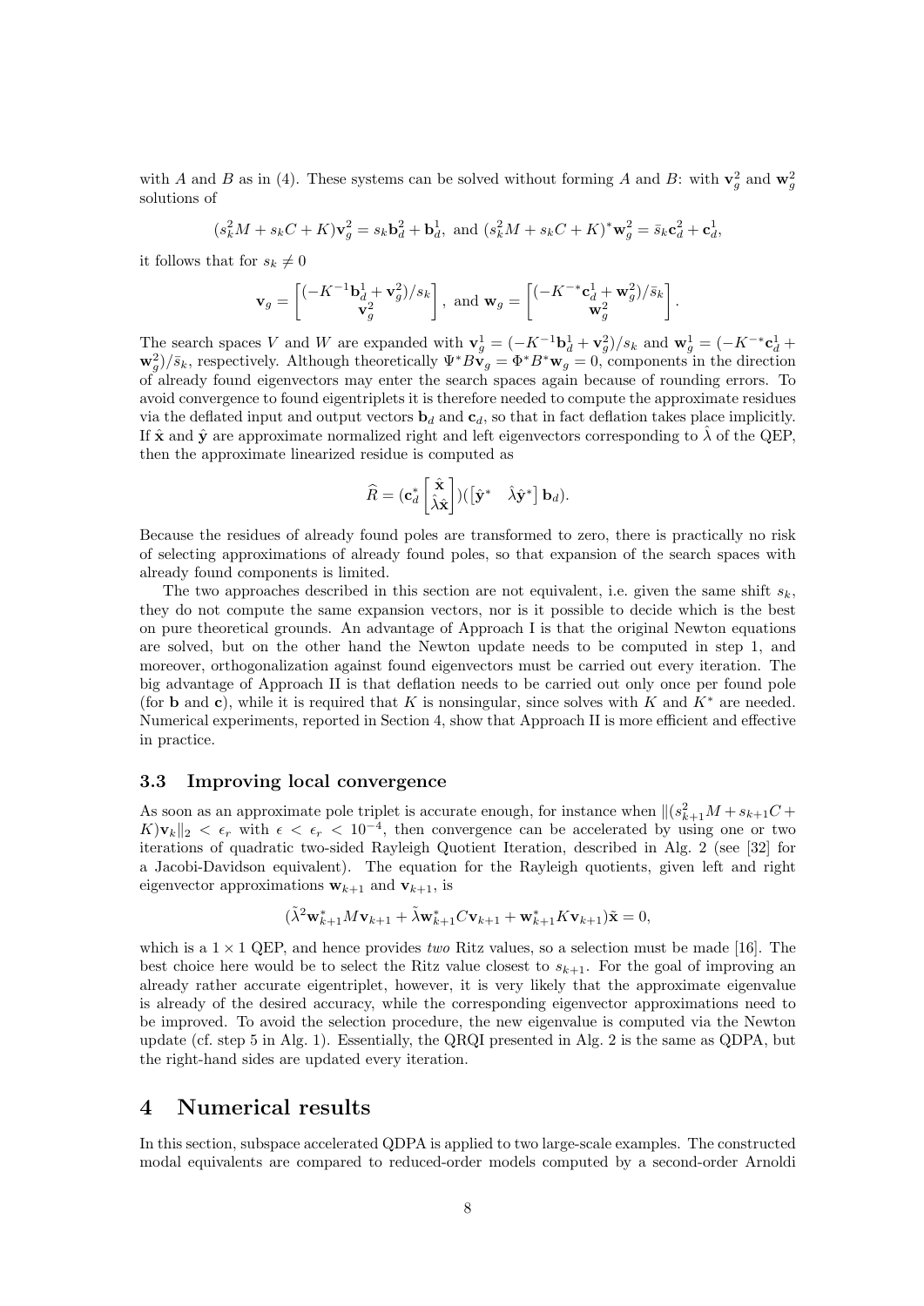with $A$ and $B$ as in (4). These systems can be solved without forming $A$ and $B$: with $\mathbf{v}_g^2$ and $\mathbf{w}_g^2$ solutions of

$$(s_k^2 M + s_k C + K)\mathbf{v}_g^2 = s_k \mathbf{b}_d^2 + \mathbf{b}_d^1, \text{ and } (s_k^2 M + s_k C + K)^* \mathbf{w}_g^2 = \bar{s}_k \mathbf{c}_d^2 + \mathbf{c}_d^1,$$

it follows that for $s_k \neq 0$

$$\mathbf{v}_g = \begin{bmatrix} (-K^{-1}\mathbf{b}_d^1 + \mathbf{v}_g^2)/s_k \\ \mathbf{v}_g^2 \end{bmatrix}, \text{ and } \mathbf{w}_g = \begin{bmatrix} (-K^{-*}\mathbf{c}_d^1 + \mathbf{w}_g^2)/\bar{s}_k \\ \mathbf{w}_g^2 \end{bmatrix}.$$

The search spaces $V$ and $W$ are expanded with $\mathbf{v}_g^1 = (-K^{-1}\mathbf{b}_d^1 + \mathbf{v}_g^2)/s_k$ and $\mathbf{w}_g^1 = (-K^{-*}\mathbf{c}_d^1 + \mathbf{w}_g^2)/\bar{s}_k$, respectively. Although theoretically $\Psi^* B \mathbf{v}_g = \Phi^* B^* \mathbf{w}_g = 0$, components in the direction of already found eigenvectors may enter the search spaces again because of rounding errors. To avoid convergence to found eigentriplets it is therefore needed to compute the approximate residues via the deflated input and output vectors $\mathbf{b}_d$ and $\mathbf{c}_d$, so that in fact deflation takes place implicitly. If $\hat{\mathbf{x}}$ and $\hat{\mathbf{y}}$ are approximate normalized right and left eigenvectors corresponding to $\hat{\lambda}$ of the QEP, then the approximate linearized residue is computed as

$$\widehat{R} = (\mathbf{c}_d^* \begin{bmatrix} \hat{\mathbf{x}} \\ \hat{\lambda}\hat{\mathbf{x}} \end{bmatrix})(\begin{bmatrix} \hat{\mathbf{y}}^* & \hat{\lambda}\hat{\mathbf{y}}^* \end{bmatrix} \mathbf{b}_d).$$

Because the residues of already found poles are transformed to zero, there is practically no risk of selecting approximations of already found poles, so that expansion of the search spaces with already found components is limited.

The two approaches described in this section are not equivalent, i.e. given the same shift $s_k$, they do not compute the same expansion vectors, nor is it possible to decide which is the best on pure theoretical grounds. An advantage of Approach I is that the original Newton equations are solved, but on the other hand the Newton update needs to be computed in step 1, and moreover, orthogonalization against found eigenvectors must be carried out every iteration. The big advantage of Approach II is that deflation needs to be carried out only once per found pole (for $\mathbf{b}$ and $\mathbf{c}$), while it is required that $K$ is nonsingular, since solves with $K$ and $K^*$ are needed. Numerical experiments, reported in Section 4, show that Approach II is more efficient and effective in practice.

### 3.3 Improving local convergence

As soon as an approximate pole triplet is accurate enough, for instance when $\|(s_{k+1}^2 M + s_{k+1} C + K)\mathbf{v}_k\|_2 < \epsilon_r$ with $\epsilon < \epsilon_r < 10^{-4}$, then convergence can be accelerated by using one or two iterations of quadratic two-sided Rayleigh Quotient Iteration, described in Alg. 2 (see [32] for a Jacobi-Davidson equivalent). The equation for the Rayleigh quotients, given left and right eigenvector approximations $\mathbf{w}_{k+1}$ and $\mathbf{v}_{k+1}$, is

$$(\tilde{\lambda}^2 \mathbf{w}_{k+1}^* M \mathbf{v}_{k+1} + \tilde{\lambda} \mathbf{w}_{k+1}^* C \mathbf{v}_{k+1} + \mathbf{w}_{k+1}^* K \mathbf{v}_{k+1})\tilde{\mathbf{x}} = 0,$$

which is a $1 \times 1$ QEP, and hence provides *two* Ritz values, so a selection must be made [16]. The best choice here would be to select the Ritz value closest to $s_{k+1}$. For the goal of improving an already rather accurate eigentriplet, however, it is very likely that the approximate eigenvalue is already of the desired accuracy, while the corresponding eigenvector approximations need to be improved. To avoid the selection procedure, the new eigenvalue is computed via the Newton update (cf. step 5 in Alg. 1). Essentially, the QRQI presented in Alg. 2 is the same as QDPA, but the right-hand sides are updated every iteration.

## 4 Numerical results

In this section, subspace accelerated QDPA is applied to two large-scale examples. The constructed modal equivalents are compared to reduced-order models computed by a second-order Arnoldi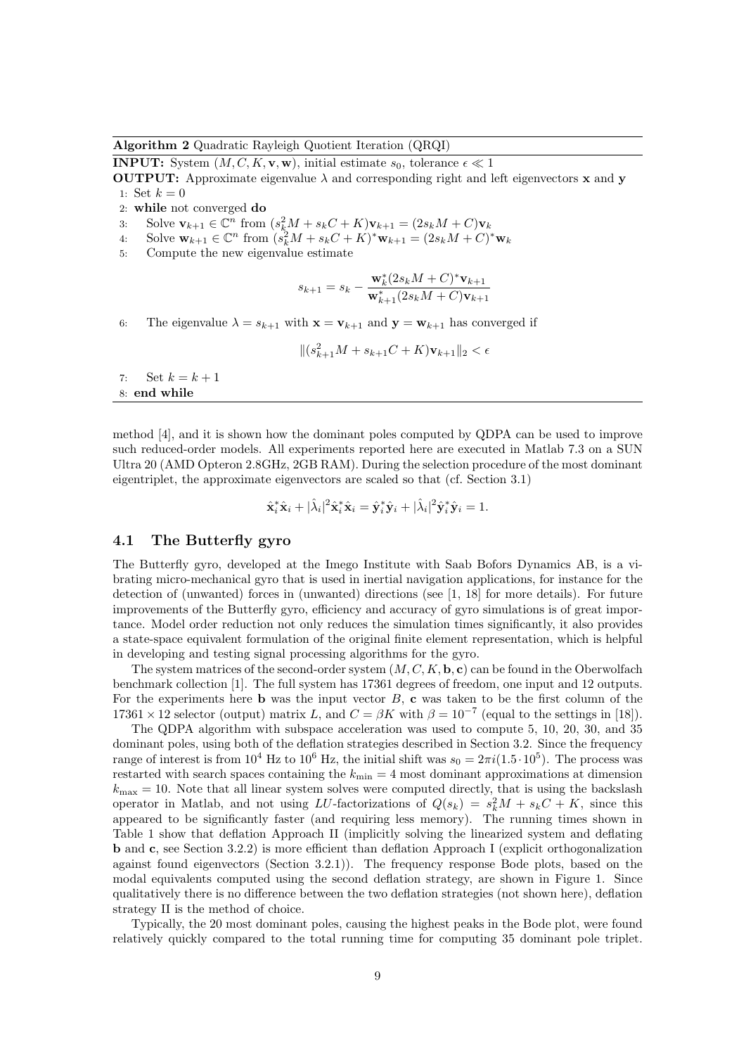**Algorithm 2** Quadratic Rayleigh Quotient Iteration (QRQI)

**INPUT:** System $(M, C, K, \mathbf{v}, \mathbf{w})$, initial estimate $s_0$, tolerance $\epsilon \ll 1$

**OUTPUT:** Approximate eigenvalue $\lambda$ and corresponding right and left eigenvectors $\mathbf{x}$ and $\mathbf{y}$

1: Set $k = 0$

2: **while** not converged **do**

3: Solve $\mathbf{v}_{k+1} \in \mathbb{C}^n$ from $(s_k^2 M + s_k C + K)\mathbf{v}_{k+1} = (2s_k M + C)\mathbf{v}_k$

4: Solve $\mathbf{w}_{k+1} \in \mathbb{C}^n$ from $(s_k^2 M + s_k C + K)^* \mathbf{w}_{k+1} = (2s_k M + C)^* \mathbf{w}_k$

5: Compute the new eigenvalue estimate

$$s_{k+1} = s_k - \frac{\mathbf{w}_k^*(2s_k M + C)^* \mathbf{v}_{k+1}}{\mathbf{w}_{k+1}^*(2s_k M + C)\mathbf{v}_{k+1}}$$

6: The eigenvalue $\lambda = s_{k+1}$ with $\mathbf{x} = \mathbf{v}_{k+1}$ and $\mathbf{y} = \mathbf{w}_{k+1}$ has converged if

$$\|(s_{k+1}^2 M + s_{k+1} C + K)\mathbf{v}_{k+1}\|_2 < \epsilon$$

7: Set $k = k + 1$

8: **end while**

method [4], and it is shown how the dominant poles computed by QDPA can be used to improve such reduced-order models. All experiments reported here are executed in Matlab 7.3 on a SUN Ultra 20 (AMD Opteron 2.8GHz, 2GB RAM). During the selection procedure of the most dominant eigentriplet, the approximate eigenvectors are scaled so that (cf. Section 3.1)

$$\hat{\mathbf{x}}_i^* \hat{\mathbf{x}}_i + |\hat{\lambda}_i|^2 \hat{\mathbf{x}}_i^* \hat{\mathbf{x}}_i = \hat{\mathbf{y}}_i^* \hat{\mathbf{y}}_i + |\hat{\lambda}_i|^2 \hat{\mathbf{y}}_i^* \hat{\mathbf{y}}_i = 1.$$

## 4.1 The Butterfly gyro

The Butterfly gyro, developed at the Imego Institute with Saab Bofors Dynamics AB, is a vibrating micro-mechanical gyro that is used in inertial navigation applications, for instance for the detection of (unwanted) forces in (unwanted) directions (see [1, 18] for more details). For future improvements of the Butterfly gyro, efficiency and accuracy of gyro simulations is of great importance. Model order reduction not only reduces the simulation times significantly, it also provides a state-space equivalent formulation of the original finite element representation, which is helpful in developing and testing signal processing algorithms for the gyro.

The system matrices of the second-order system $(M, C, K, \mathbf{b}, \mathbf{c})$ can be found in the Oberwolfach benchmark collection [1]. The full system has 17361 degrees of freedom, one input and 12 outputs. For the experiments here $\mathbf{b}$ was the input vector $B$, $\mathbf{c}$ was taken to be the first column of the $17361 \times 12$ selector (output) matrix $L$, and $C = \beta K$ with $\beta = 10^{-7}$ (equal to the settings in [18]).

The QDPA algorithm with subspace acceleration was used to compute 5, 10, 20, 30, and 35 dominant poles, using both of the deflation strategies described in Section 3.2. Since the frequency range of interest is from $10^4$ Hz to $10^6$ Hz, the initial shift was $s_0 = 2\pi i(1.5 \cdot 10^5)$. The process was restarted with search spaces containing the $k_{\min} = 4$ most dominant approximations at dimension $k_{\max} = 10$. Note that all linear system solves were computed directly, that is using the backslash operator in Matlab, and not using $LU$-factorizations of $Q(s_k) = s_k^2 M + s_k C + K$, since this appeared to be significantly faster (and requiring less memory). The running times shown in Table 1 show that deflation Approach II (implicitly solving the linearized system and deflating $\mathbf{b}$ and $\mathbf{c}$, see Section 3.2.2) is more efficient than deflation Approach I (explicit orthogonalization against found eigenvectors (Section 3.2.1)). The frequency response Bode plots, based on the modal equivalents computed using the second deflation strategy, are shown in Figure 1. Since qualitatively there is no difference between the two deflation strategies (not shown here), deflation strategy II is the method of choice.

Typically, the 20 most dominant poles, causing the highest peaks in the Bode plot, were found relatively quickly compared to the total running time for computing 35 dominant pole triplet.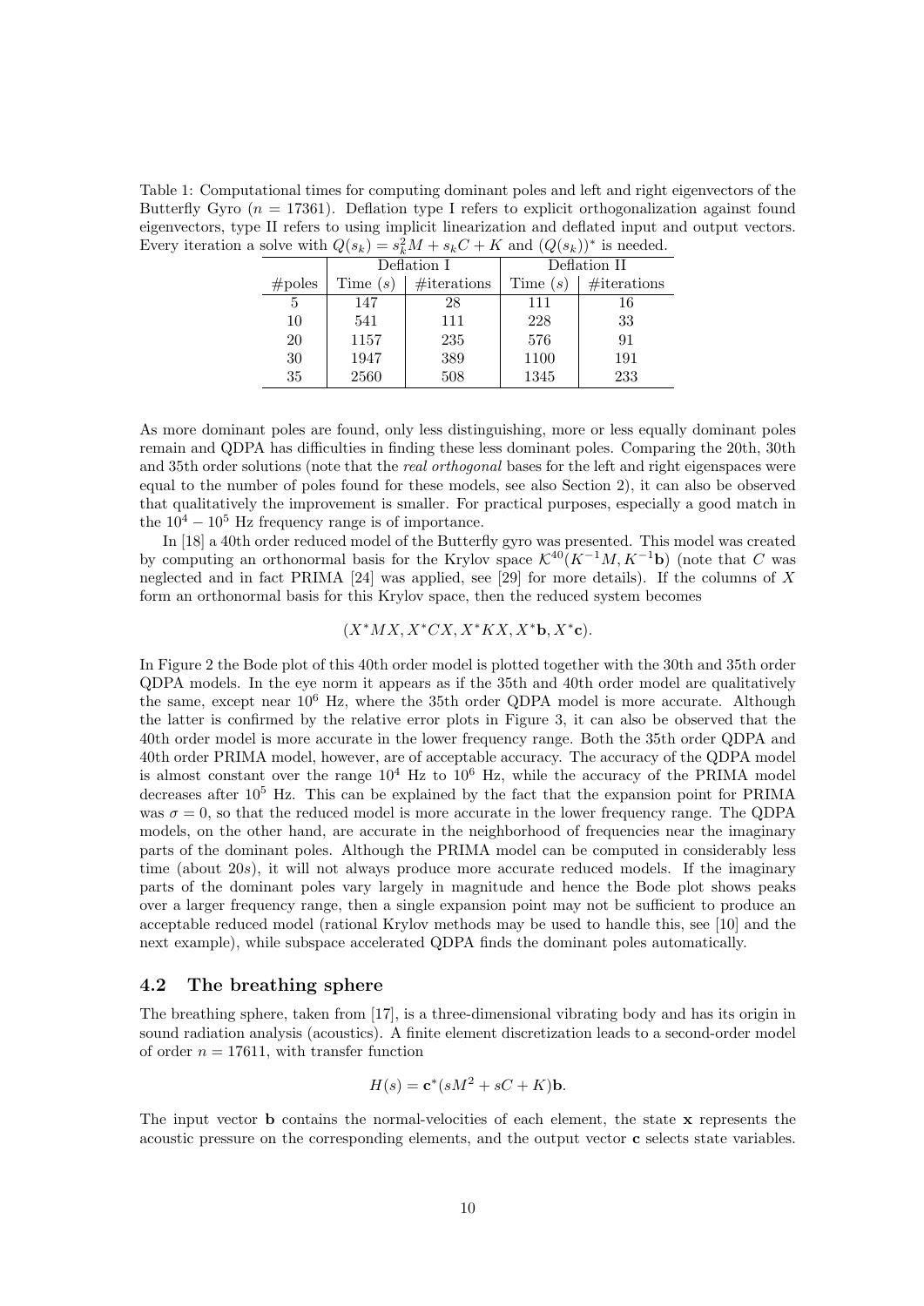Table 1: Computational times for computing dominant poles and left and right eigenvectors of the Butterfly Gyro ($n = 17361$). Deflation type I refers to explicit orthogonalization against found eigenvectors, type II refers to using implicit linearization and deflated input and output vectors. Every iteration a solve with $Q(s_k) = s_k^2 M + s_k C + K$ and $(Q(s_k))^*$ is needed.

| | Deflation I | | Deflation II | |
|---|---|---|---|---|
| #poles | Time ($s$) | #iterations | Time ($s$) | #iterations |
| 5 | 147 | 28 | 111 | 16 |
| 10 | 541 | 111 | 228 | 33 |
| 20 | 1157 | 235 | 576 | 91 |
| 30 | 1947 | 389 | 1100 | 191 |
| 35 | 2560 | 508 | 1345 | 233 |

As more dominant poles are found, only less distinguishing, more or less equally dominant poles remain and QDPA has difficulties in finding these less dominant poles. Comparing the 20th, 30th and 35th order solutions (note that the *real orthogonal* bases for the left and right eigenspaces were equal to the number of poles found for these models, see also Section 2), it can also be observed that qualitatively the improvement is smaller. For practical purposes, especially a good match in the $10^4 - 10^5$ Hz frequency range is of importance.

In [18] a 40th order reduced model of the Butterfly gyro was presented. This model was created by computing an orthonormal basis for the Krylov space $\mathcal{K}^{40}(K^{-1}M, K^{-1}\mathbf{b})$ (note that $C$ was neglected and in fact PRIMA [24] was applied, see [29] for more details). If the columns of $X$ form an orthonormal basis for this Krylov space, then the reduced system becomes

$$(X^*MX, X^*CX, X^*KX, X^*\mathbf{b}, X^*\mathbf{c}).$$

In Figure 2 the Bode plot of this 40th order model is plotted together with the 30th and 35th order QDPA models. In the eye norm it appears as if the 35th and 40th order model are qualitatively the same, except near $10^6$ Hz, where the 35th order QDPA model is more accurate. Although the latter is confirmed by the relative error plots in Figure 3, it can also be observed that the 40th order model is more accurate in the lower frequency range. Both the 35th order QDPA and 40th order PRIMA model, however, are of acceptable accuracy. The accuracy of the QDPA model is almost constant over the range $10^4$ Hz to $10^6$ Hz, while the accuracy of the PRIMA model decreases after $10^5$ Hz. This can be explained by the fact that the expansion point for PRIMA was $\sigma = 0$, so that the reduced model is more accurate in the lower frequency range. The QDPA models, on the other hand, are accurate in the neighborhood of frequencies near the imaginary parts of the dominant poles. Although the PRIMA model can be computed in considerably less time (about $20s$), it will not always produce more accurate reduced models. If the imaginary parts of the dominant poles vary largely in magnitude and hence the Bode plot shows peaks over a larger frequency range, then a single expansion point may not be sufficient to produce an acceptable reduced model (rational Krylov methods may be used to handle this, see [10] and the next example), while subspace accelerated QDPA finds the dominant poles automatically.

### 4.2 The breathing sphere

The breathing sphere, taken from [17], is a three-dimensional vibrating body and has its origin in sound radiation analysis (acoustics). A finite element discretization leads to a second-order model of order $n = 17611$, with transfer function

$$H(s) = \mathbf{c}^*(sM^2 + sC + K)\mathbf{b}.$$

The input vector $\mathbf{b}$ contains the normal-velocities of each element, the state $\mathbf{x}$ represents the acoustic pressure on the corresponding elements, and the output vector $\mathbf{c}$ selects state variables.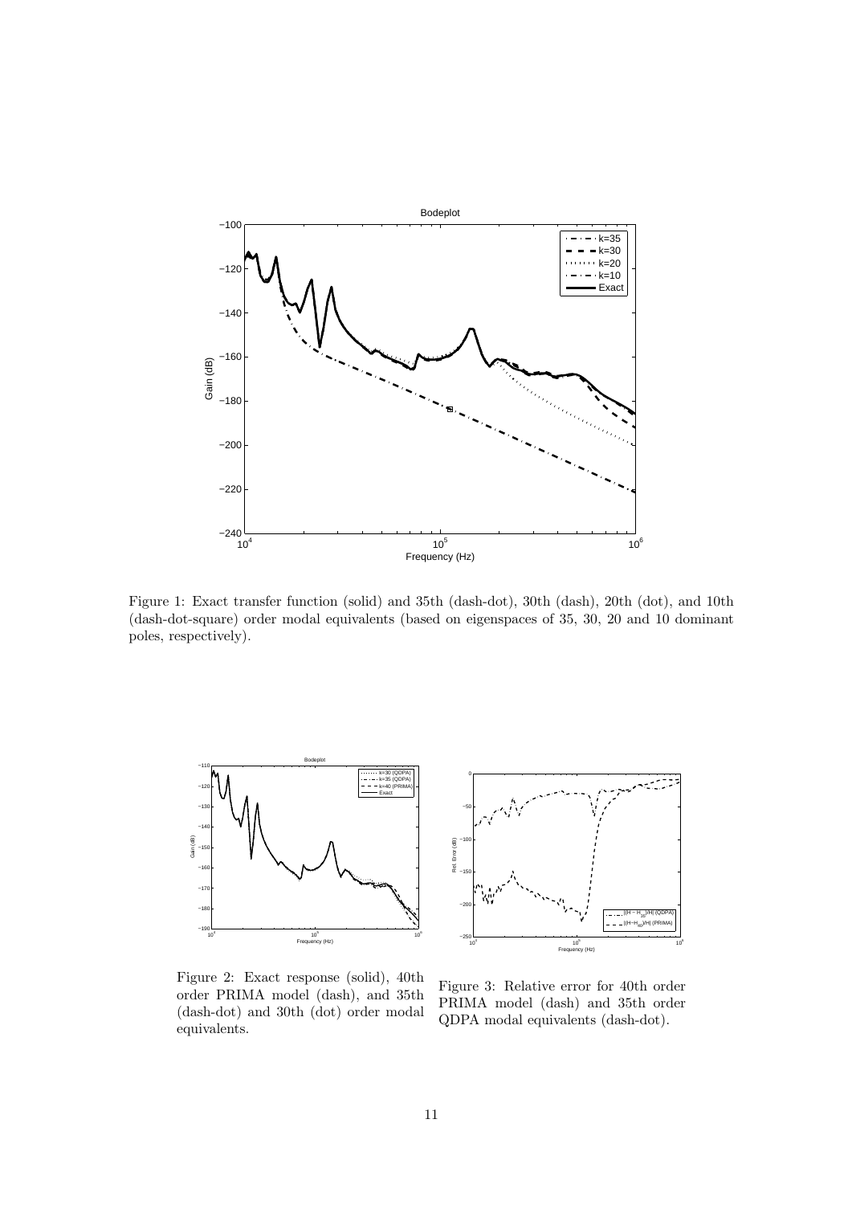Figure 1: Exact transfer function (solid) and 35th (dash-dot), 30th (dash), 20th (dot), and 10th (dash-dot-square) order modal equivalents (based on eigenspaces of 35, 30, 20 and 10 dominant poles, respectively).

Figure 2: Exact response (solid), 40th order PRIMA model (dash), and 35th (dash-dot) and 30th (dot) order modal equivalents.

Figure 3: Relative error for 40th order PRIMA model (dash) and 35th order QDPA modal equivalents (dash-dot).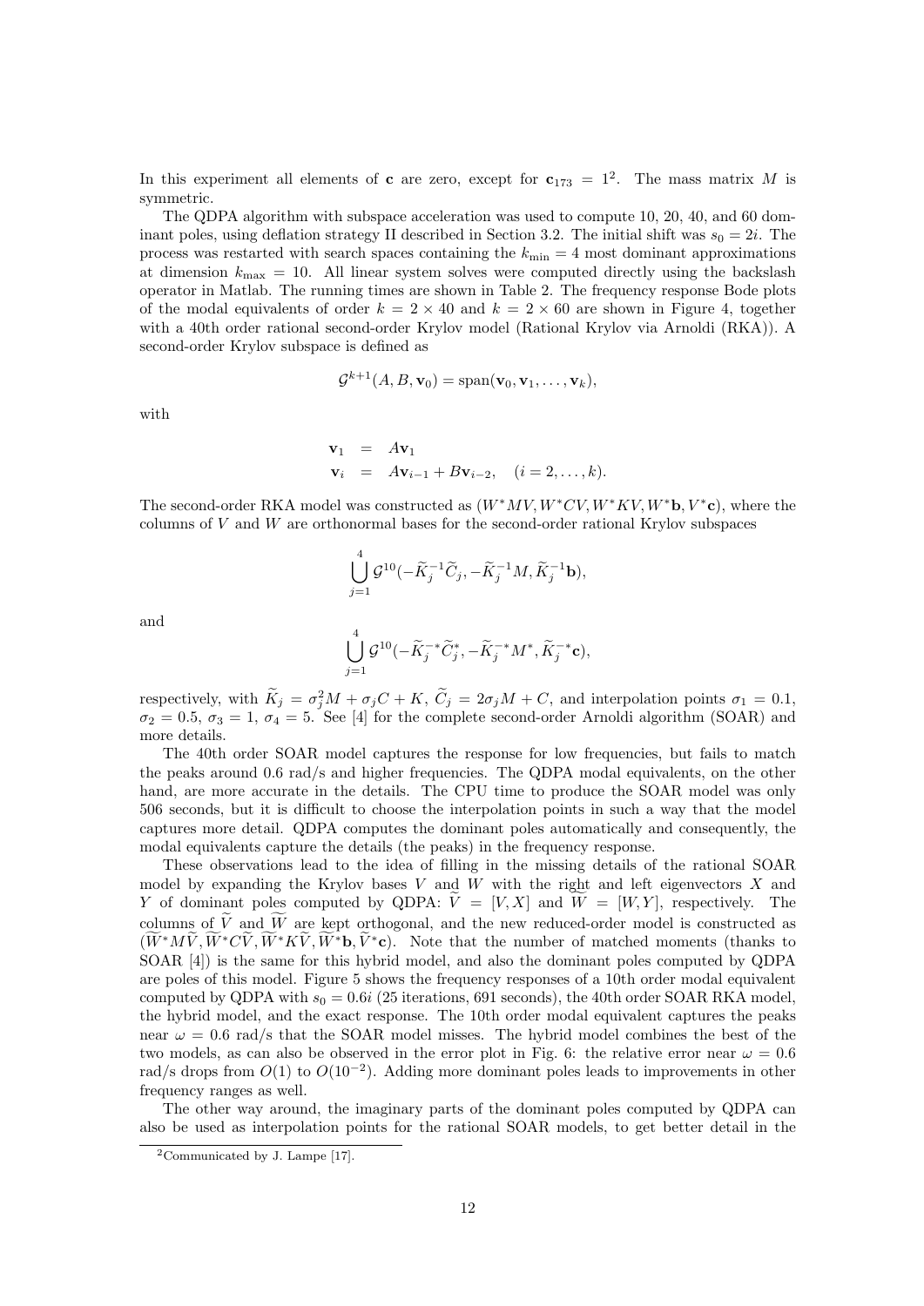In this experiment all elements of $\mathbf{c}$ are zero, except for $\mathbf{c}_{173} = 1$[2]. The mass matrix $M$ is symmetric.

The QDPA algorithm with subspace acceleration was used to compute 10, 20, 40, and 60 dominant poles, using deflation strategy II described in Section 3.2. The initial shift was $s_0 = 2i$. The process was restarted with search spaces containing the $k_{\min} = 4$ most dominant approximations at dimension $k_{\max} = 10$. All linear system solves were computed directly using the backslash operator in Matlab. The running times are shown in Table 2. The frequency response Bode plots of the modal equivalents of order $k = 2 \times 40$ and $k = 2 \times 60$ are shown in Figure 4, together with a 40th order rational second-order Krylov model (Rational Krylov via Arnoldi (RKA)). A second-order Krylov subspace is defined as

$$\mathcal{G}^{k+1}(A, B, \mathbf{v}_0) = \text{span}(\mathbf{v}_0, \mathbf{v}_1, \ldots, \mathbf{v}_k),$$

with

$$\begin{aligned} \mathbf{v}_1 &= A\mathbf{v}_1 \\ \mathbf{v}_i &= A\mathbf{v}_{i-1} + B\mathbf{v}_{i-2}, \quad (i = 2, \ldots, k). \end{aligned}$$

The second-order RKA model was constructed as $(W^*MV, W^*CV, W^*KV, W^*\mathbf{b}, V^*\mathbf{c})$, where the columns of $V$ and $W$ are orthonormal bases for the second-order rational Krylov subspaces

$$\bigcup_{j=1}^{4} \mathcal{G}^{10}(-\widetilde{K}_j^{-1}\widetilde{C}_j, -\widetilde{K}_j^{-1}M, \widetilde{K}_j^{-1}\mathbf{b}),$$

and

$$\bigcup_{j=1}^{4} \mathcal{G}^{10}(-\widetilde{K}_j^{-*}\widetilde{C}_j^{*}, -\widetilde{K}_j^{-*}M^*, \widetilde{K}_j^{-*}\mathbf{c}),$$

respectively, with $\widetilde{K}_j = \sigma_j^2 M + \sigma_j C + K$, $\widetilde{C}_j = 2\sigma_j M + C$, and interpolation points $\sigma_1 = 0.1$, $\sigma_2 = 0.5$, $\sigma_3 = 1$, $\sigma_4 = 5$. See [4] for the complete second-order Arnoldi algorithm (SOAR) and more details.

The 40th order SOAR model captures the response for low frequencies, but fails to match the peaks around 0.6 rad/s and higher frequencies. The QDPA modal equivalents, on the other hand, are more accurate in the details. The CPU time to produce the SOAR model was only 506 seconds, but it is difficult to choose the interpolation points in such a way that the model captures more detail. QDPA computes the dominant poles automatically and consequently, the modal equivalents capture the details (the peaks) in the frequency response.

These observations lead to the idea of filling in the missing details of the rational SOAR model by expanding the Krylov bases $V$ and $W$ with the right and left eigenvectors $X$ and $Y$ of dominant poles computed by QDPA: $\widetilde{V} = [V, X]$ and $\widetilde{W} = [W, Y]$, respectively. The columns of $\widetilde{V}$ and $\widetilde{W}$ are kept orthogonal, and the new reduced-order model is constructed as $(\widetilde{W}^*M\widetilde{V}, \widetilde{W}^*C\widetilde{V}, \widetilde{W}^*K\widetilde{V}, \widetilde{W}^*\mathbf{b}, \widetilde{V}^*\mathbf{c})$. Note that the number of matched moments (thanks to SOAR [4]) is the same for this hybrid model, and also the dominant poles computed by QDPA are poles of this model. Figure 5 shows the frequency responses of a 10th order modal equivalent computed by QDPA with $s_0 = 0.6i$ (25 iterations, 691 seconds), the 40th order SOAR RKA model, the hybrid model, and the exact response. The 10th order modal equivalent captures the peaks near $\omega = 0.6$ rad/s that the SOAR model misses. The hybrid model combines the best of the two models, as can also be observed in the error plot in Fig. 6: the relative error near $\omega = 0.6$ rad/s drops from $O(1)$ to $O(10^{-2})$. Adding more dominant poles leads to improvements in other frequency ranges as well.

The other way around, the imaginary parts of the dominant poles computed by QDPA can also be used as interpolation points for the rational SOAR models, to get better detail in the

[2] Communicated by J. Lampe [17].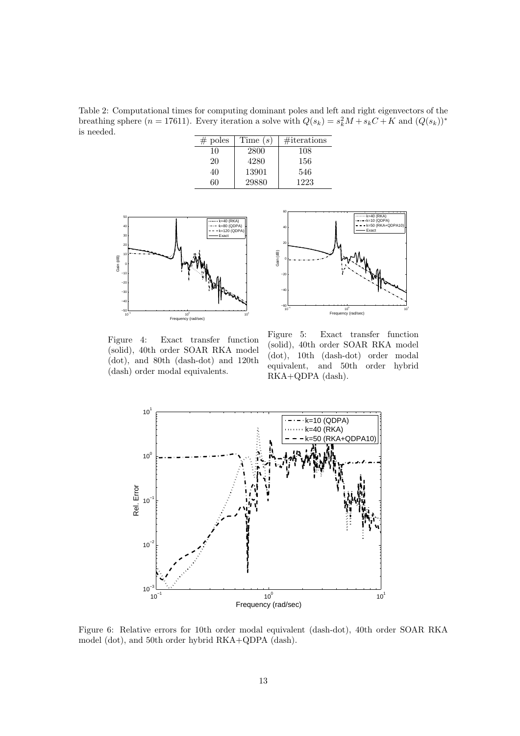Table 2: Computational times for computing dominant poles and left and right eigenvectors of the breathing sphere ($n = 17611$). Every iteration a solve with $Q(s_k) = s_k^2 M + s_k C + K$ and $(Q(s_k))^*$ is needed.

| # poles | Time ($s$) | #iterations |
|---|---|---|
| 10 | 2800 | 108 |
| 20 | 4280 | 156 |
| 40 | 13901 | 546 |
| 60 | 29880 | 1223 |

Figure 4: Exact transfer function (solid), 40th order SOAR RKA model (dot), and 80th (dash-dot) and 120th (dash) order modal equivalents.

Figure 5: Exact transfer function (solid), 40th order SOAR RKA model (dot), 10th (dash-dot) order modal equivalent, and 50th order hybrid RKA+QDPA (dash).

Figure 6: Relative errors for 10th order modal equivalent (dash-dot), 40th order SOAR RKA model (dot), and 50th order hybrid RKA+QDPA (dash).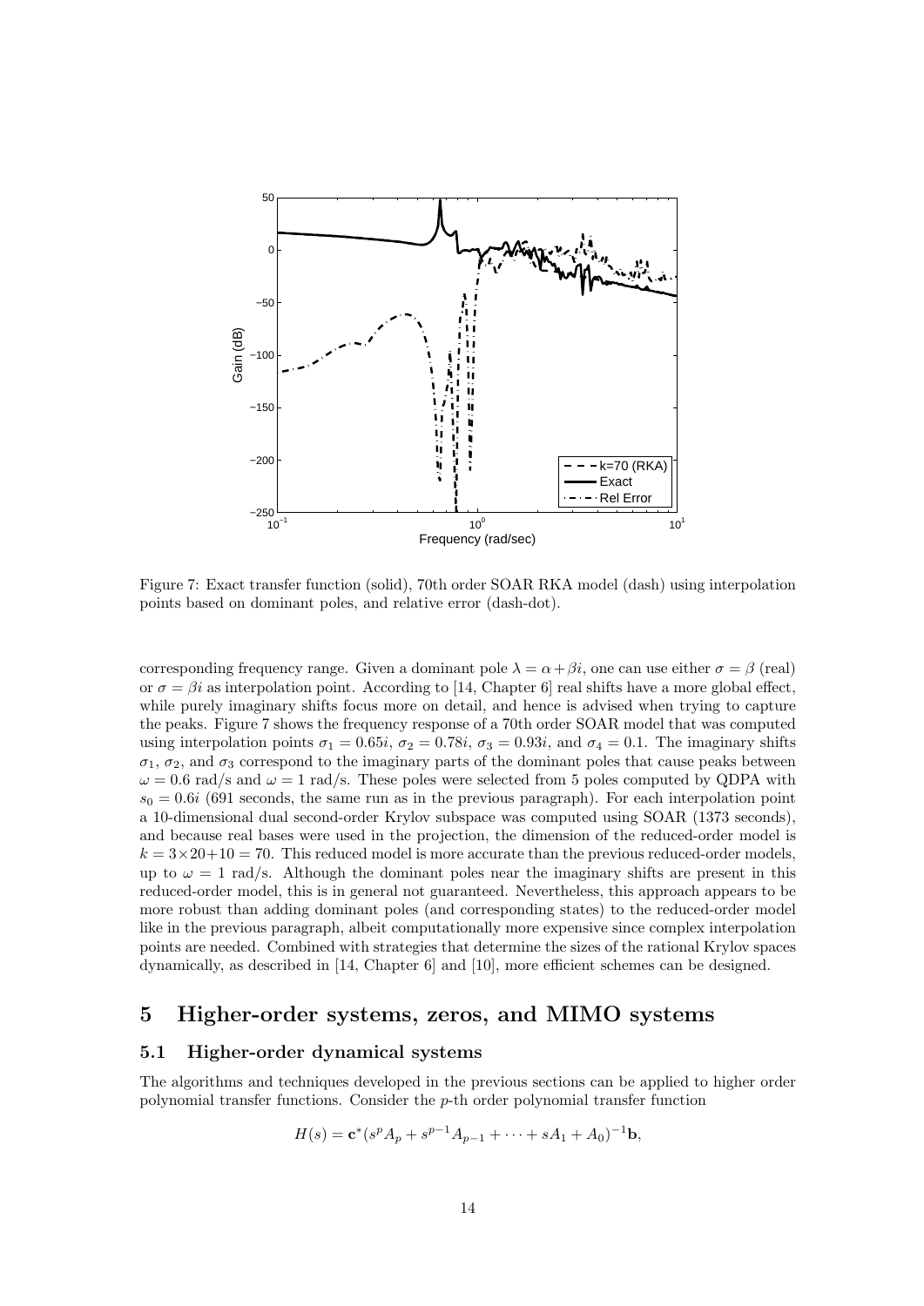Figure 7: Exact transfer function (solid), 70th order SOAR RKA model (dash) using interpolation points based on dominant poles, and relative error (dash-dot).

corresponding frequency range. Given a dominant pole $\lambda = \alpha + \beta i$, one can use either $\sigma = \beta$ (real) or $\sigma = \beta i$ as interpolation point. According to [14, Chapter 6] real shifts have a more global effect, while purely imaginary shifts focus more on detail, and hence is advised when trying to capture the peaks. Figure 7 shows the frequency response of a 70th order SOAR model that was computed using interpolation points $\sigma_1 = 0.65i$, $\sigma_2 = 0.78i$, $\sigma_3 = 0.93i$, and $\sigma_4 = 0.1$. The imaginary shifts $\sigma_1$, $\sigma_2$, and $\sigma_3$ correspond to the imaginary parts of the dominant poles that cause peaks between $\omega = 0.6$ rad/s and $\omega = 1$ rad/s. These poles were selected from 5 poles computed by QDPA with $s_0 = 0.6i$ (691 seconds, the same run as in the previous paragraph). For each interpolation point a 10-dimensional dual second-order Krylov subspace was computed using SOAR (1373 seconds), and because real bases were used in the projection, the dimension of the reduced-order model is $k = 3 \times 20 + 10 = 70$. This reduced model is more accurate than the previous reduced-order models, up to $\omega = 1$ rad/s. Although the dominant poles near the imaginary shifts are present in this reduced-order model, this is in general not guaranteed. Nevertheless, this approach appears to be more robust than adding dominant poles (and corresponding states) to the reduced-order model like in the previous paragraph, albeit computationally more expensive since complex interpolation points are needed. Combined with strategies that determine the sizes of the rational Krylov spaces dynamically, as described in [14, Chapter 6] and [10], more efficient schemes can be designed.

# 5 Higher-order systems, zeros, and MIMO systems

## 5.1 Higher-order dynamical systems

The algorithms and techniques developed in the previous sections can be applied to higher order polynomial transfer functions. Consider the $p$-th order polynomial transfer function

$$H(s) = \mathbf{c}^*(s^p A_p + s^{p-1} A_{p-1} + \cdots + sA_1 + A_0)^{-1}\mathbf{b},$$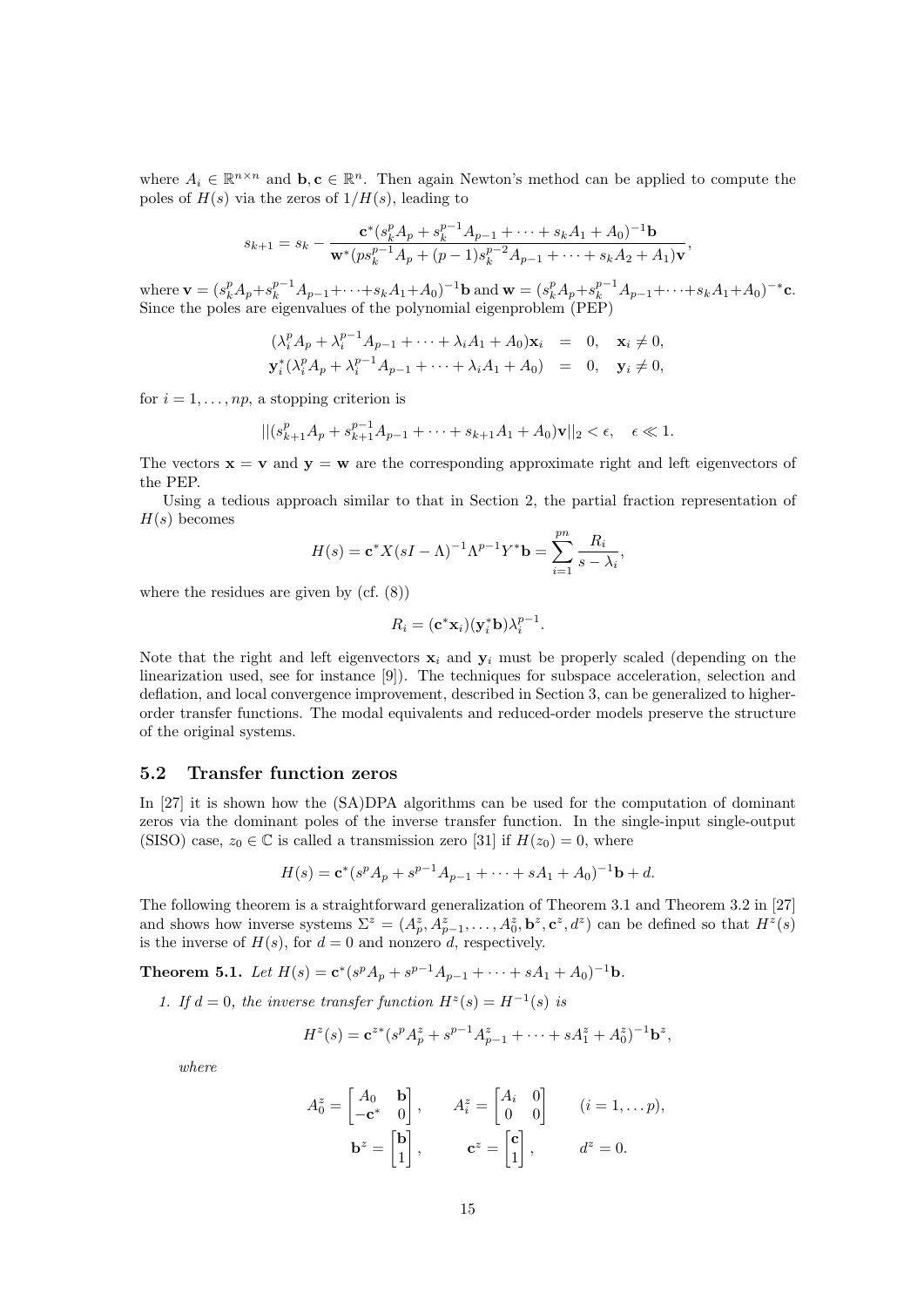where $A_i \in \mathbb{R}^{n\times n}$ and $\mathbf{b}, \mathbf{c} \in \mathbb{R}^n$. Then again Newton's method can be applied to compute the poles of $H(s)$ via the zeros of $1/H(s)$, leading to

$$s_{k+1} = s_k - \frac{\mathbf{c}^*(s_k^p A_p + s_k^{p-1} A_{p-1} + \cdots + s_k A_1 + A_0)^{-1}\mathbf{b}}{\mathbf{w}^*(p s_k^{p-1} A_p + (p-1)s_k^{p-2} A_{p-1} + \cdots + s_k A_2 + A_1)\mathbf{v}},$$

where $\mathbf{v} = (s_k^p A_p + s_k^{p-1} A_{p-1} + \cdots + s_k A_1 + A_0)^{-1}\mathbf{b}$ and $\mathbf{w} = (s_k^p A_p + s_k^{p-1} A_{p-1} + \cdots + s_k A_1 + A_0)^{-*}\mathbf{c}$. Since the poles are eigenvalues of the polynomial eigenproblem (PEP)

$$\begin{aligned}(\lambda_i^p A_p + \lambda_i^{p-1} A_{p-1} + \cdots + \lambda_i A_1 + A_0)\mathbf{x}_i &= 0, \quad \mathbf{x}_i \neq 0,\\ \mathbf{y}_i^*(\lambda_i^p A_p + \lambda_i^{p-1} A_{p-1} + \cdots + \lambda_i A_1 + A_0) &= 0, \quad \mathbf{y}_i \neq 0,\end{aligned}$$

for $i = 1, \ldots, np$, a stopping criterion is

$$||(s_{k+1}^p A_p + s_{k+1}^{p-1} A_{p-1} + \cdots + s_{k+1} A_1 + A_0)\mathbf{v}||_2 < \epsilon, \quad \epsilon \ll 1.$$

The vectors $\mathbf{x} = \mathbf{v}$ and $\mathbf{y} = \mathbf{w}$ are the corresponding approximate right and left eigenvectors of the PEP.

Using a tedious approach similar to that in Section 2, the partial fraction representation of $H(s)$ becomes

$$H(s) = \mathbf{c}^* X(sI - \Lambda)^{-1}\Lambda^{p-1} Y^* \mathbf{b} = \sum_{i=1}^{pn} \frac{R_i}{s - \lambda_i},$$

where the residues are given by (cf. (8))

$$R_i = (\mathbf{c}^* \mathbf{x}_i)(\mathbf{y}_i^* \mathbf{b})\lambda_i^{p-1}.$$

Note that the right and left eigenvectors $\mathbf{x}_i$ and $\mathbf{y}_i$ must be properly scaled (depending on the linearization used, see for instance [9]). The techniques for subspace acceleration, selection and deflation, and local convergence improvement, described in Section 3, can be generalized to higher-order transfer functions. The modal equivalents and reduced-order models preserve the structure of the original systems.

## 5.2 Transfer function zeros

In [27] it is shown how the (SA)DPA algorithms can be used for the computation of dominant zeros via the dominant poles of the inverse transfer function. In the single-input single-output (SISO) case, $z_0 \in \mathbb{C}$ is called a transmission zero [31] if $H(z_0) = 0$, where

$$H(s) = \mathbf{c}^*(s^p A_p + s^{p-1} A_{p-1} + \cdots + s A_1 + A_0)^{-1}\mathbf{b} + d.$$

The following theorem is a straightforward generalization of Theorem 3.1 and Theorem 3.2 in [27] and shows how inverse systems $\Sigma^z = (A_p^z, A_{p-1}^z, \ldots, A_0^z, \mathbf{b}^z, \mathbf{c}^z, d^z)$ can be defined so that $H^z(s)$ is the inverse of $H(s)$, for $d = 0$ and nonzero $d$, respectively.

**Theorem 5.1.** *Let* $H(s) = \mathbf{c}^*(s^p A_p + s^{p-1} A_{p-1} + \cdots + s A_1 + A_0)^{-1}\mathbf{b}$.

1. *If* $d = 0$*, the inverse transfer function* $H^z(s) = H^{-1}(s)$ *is*

$$H^z(s) = \mathbf{c}^{z*}(s^p A_p^z + s^{p-1} A_{p-1}^z + \cdots + s A_1^z + A_0^z)^{-1}\mathbf{b}^z,$$

*where*

$$A_0^z = \begin{bmatrix} A_0 & \mathbf{b} \\ -\mathbf{c}^* & 0 \end{bmatrix}, \qquad A_i^z = \begin{bmatrix} A_i & 0 \\ 0 & 0 \end{bmatrix} \qquad (i = 1, \ldots p),$$

$$\mathbf{b}^z = \begin{bmatrix} \mathbf{b} \\ 1 \end{bmatrix}, \qquad \mathbf{c}^z = \begin{bmatrix} \mathbf{c} \\ 1 \end{bmatrix}, \qquad d^z = 0.$$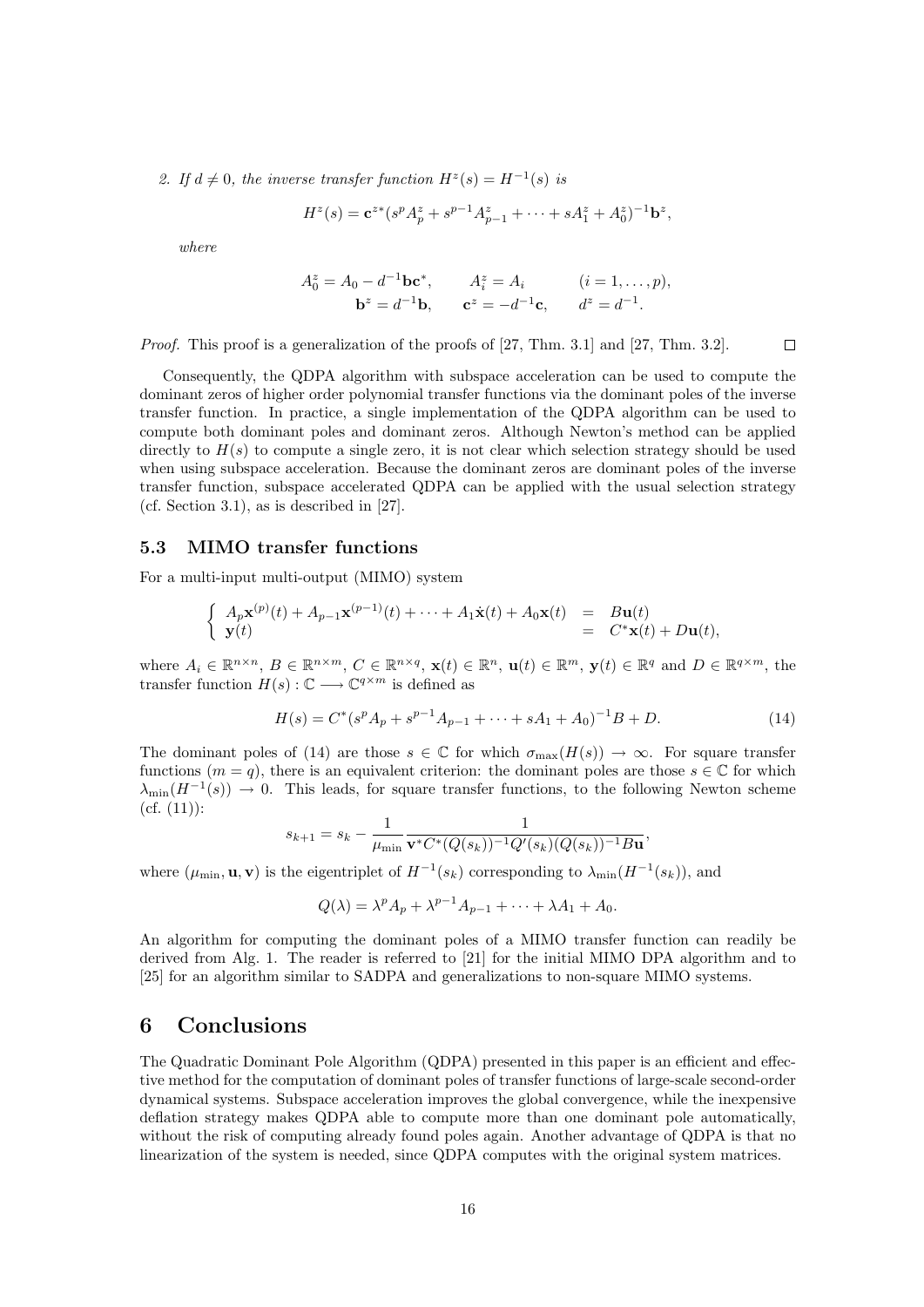2. *If $d \neq 0$, the inverse transfer function $H^z(s) = H^{-1}(s)$ is*

$$H^z(s) = \mathbf{c}^{z*}(s^p A_p^z + s^{p-1} A_{p-1}^z + \cdots + sA_1^z + A_0^z)^{-1}\mathbf{b}^z,$$

*where*

$$\begin{aligned} A_0^z = A_0 - d^{-1}\mathbf{b}\mathbf{c}^*, \qquad & A_i^z = A_i \qquad && (i = 1, \ldots, p), \\ \mathbf{b}^z = d^{-1}\mathbf{b}, \qquad & \mathbf{c}^z = -d^{-1}\mathbf{c}, \qquad && d^z = d^{-1}. \end{aligned}$$

*Proof.* This proof is a generalization of the proofs of [27, Thm. 3.1] and [27, Thm. 3.2]. □

Consequently, the QDPA algorithm with subspace acceleration can be used to compute the dominant zeros of higher order polynomial transfer functions via the dominant poles of the inverse transfer function. In practice, a single implementation of the QDPA algorithm can be used to compute both dominant poles and dominant zeros. Although Newton's method can be applied directly to $H(s)$ to compute a single zero, it is not clear which selection strategy should be used when using subspace acceleration. Because the dominant zeros are dominant poles of the inverse transfer function, subspace accelerated QDPA can be applied with the usual selection strategy (cf. Section 3.1), as is described in [27].

### 5.3 MIMO transfer functions

For a multi-input multi-output (MIMO) system

$$\begin{cases} A_p\mathbf{x}^{(p)}(t) + A_{p-1}\mathbf{x}^{(p-1)}(t) + \cdots + A_1\dot{\mathbf{x}}(t) + A_0\mathbf{x}(t) &= B\mathbf{u}(t) \\ \mathbf{y}(t) &= C^*\mathbf{x}(t) + D\mathbf{u}(t), \end{cases}$$

where $A_i \in \mathbb{R}^{n\times n}$, $B \in \mathbb{R}^{n\times m}$, $C \in \mathbb{R}^{n\times q}$, $\mathbf{x}(t) \in \mathbb{R}^n$, $\mathbf{u}(t) \in \mathbb{R}^m$, $\mathbf{y}(t) \in \mathbb{R}^q$ and $D \in \mathbb{R}^{q\times m}$, the transfer function $H(s) : \mathbb{C} \longrightarrow \mathbb{C}^{q\times m}$ is defined as

$$H(s) = C^*(s^p A_p + s^{p-1}A_{p-1} + \cdots + sA_1 + A_0)^{-1}B + D. \tag{14}$$

The dominant poles of (14) are those $s \in \mathbb{C}$ for which $\sigma_{\max}(H(s)) \to \infty$. For square transfer functions ($m = q$), there is an equivalent criterion: the dominant poles are those $s \in \mathbb{C}$ for which $\lambda_{\min}(H^{-1}(s)) \to 0$. This leads, for square transfer functions, to the following Newton scheme (cf. (11)):

$$s_{k+1} = s_k - \frac{1}{\mu_{\min}} \frac{1}{\mathbf{v}^* C^*(Q(s_k))^{-1}Q'(s_k)(Q(s_k))^{-1}B\mathbf{u}},$$

where $(\mu_{\min}, \mathbf{u}, \mathbf{v})$ is the eigentriplet of $H^{-1}(s_k)$ corresponding to $\lambda_{\min}(H^{-1}(s_k))$, and

$$Q(\lambda) = \lambda^p A_p + \lambda^{p-1}A_{p-1} + \cdots + \lambda A_1 + A_0.$$

An algorithm for computing the dominant poles of a MIMO transfer function can readily be derived from Alg. 1. The reader is referred to [21] for the initial MIMO DPA algorithm and to [25] for an algorithm similar to SADPA and generalizations to non-square MIMO systems.

## 6 Conclusions

The Quadratic Dominant Pole Algorithm (QDPA) presented in this paper is an efficient and effective method for the computation of dominant poles of transfer functions of large-scale second-order dynamical systems. Subspace acceleration improves the global convergence, while the inexpensive deflation strategy makes QDPA able to compute more than one dominant pole automatically, without the risk of computing already found poles again. Another advantage of QDPA is that no linearization of the system is needed, since QDPA computes with the original system matrices.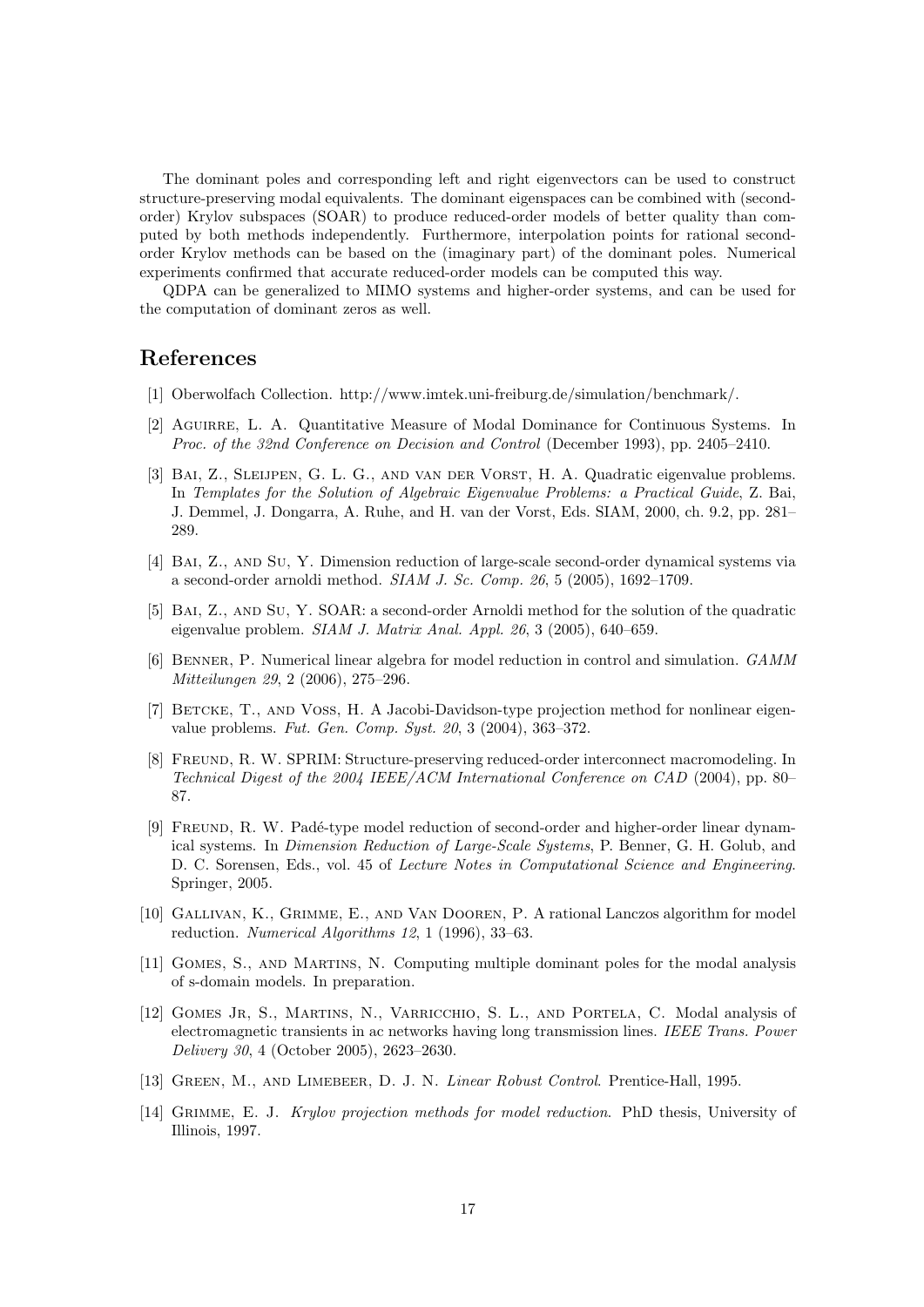The dominant poles and corresponding left and right eigenvectors can be used to construct structure-preserving modal equivalents. The dominant eigenspaces can be combined with (second-order) Krylov subspaces (SOAR) to produce reduced-order models of better quality than computed by both methods independently. Furthermore, interpolation points for rational second-order Krylov methods can be based on the (imaginary part) of the dominant poles. Numerical experiments confirmed that accurate reduced-order models can be computed this way.

QDPA can be generalized to MIMO systems and higher-order systems, and can be used for the computation of dominant zeros as well.

# References

[1] Oberwolfach Collection. http://www.imtek.uni-freiburg.de/simulation/benchmark/.

[2] Aguirre, L. A. Quantitative Measure of Modal Dominance for Continuous Systems. In *Proc. of the 32nd Conference on Decision and Control* (December 1993), pp. 2405–2410.

[3] Bai, Z., Sleijpen, G. L. G., and van der Vorst, H. A. Quadratic eigenvalue problems. In *Templates for the Solution of Algebraic Eigenvalue Problems: a Practical Guide*, Z. Bai, J. Demmel, J. Dongarra, A. Ruhe, and H. van der Vorst, Eds. SIAM, 2000, ch. 9.2, pp. 281–289.

[4] Bai, Z., and Su, Y. Dimension reduction of large-scale second-order dynamical systems via a second-order arnoldi method. *SIAM J. Sc. Comp. 26*, 5 (2005), 1692–1709.

[5] Bai, Z., and Su, Y. SOAR: a second-order Arnoldi method for the solution of the quadratic eigenvalue problem. *SIAM J. Matrix Anal. Appl. 26*, 3 (2005), 640–659.

[6] Benner, P. Numerical linear algebra for model reduction in control and simulation. *GAMM Mitteilungen 29*, 2 (2006), 275–296.

[7] Betcke, T., and Voss, H. A Jacobi-Davidson-type projection method for nonlinear eigenvalue problems. *Fut. Gen. Comp. Syst. 20*, 3 (2004), 363–372.

[8] Freund, R. W. SPRIM: Structure-preserving reduced-order interconnect macromodeling. In *Technical Digest of the 2004 IEEE/ACM International Conference on CAD* (2004), pp. 80–87.

[9] Freund, R. W. Padé-type model reduction of second-order and higher-order linear dynamical systems. In *Dimension Reduction of Large-Scale Systems*, P. Benner, G. H. Golub, and D. C. Sorensen, Eds., vol. 45 of *Lecture Notes in Computational Science and Engineering*. Springer, 2005.

[10] Gallivan, K., Grimme, E., and Van Dooren, P. A rational Lanczos algorithm for model reduction. *Numerical Algorithms 12*, 1 (1996), 33–63.

[11] Gomes, S., and Martins, N. Computing multiple dominant poles for the modal analysis of s-domain models. In preparation.

[12] Gomes Jr, S., Martins, N., Varricchio, S. L., and Portela, C. Modal analysis of electromagnetic transients in ac networks having long transmission lines. *IEEE Trans. Power Delivery 30*, 4 (October 2005), 2623–2630.

[13] Green, M., and Limebeer, D. J. N. *Linear Robust Control*. Prentice-Hall, 1995.

[14] Grimme, E. J. *Krylov projection methods for model reduction*. PhD thesis, University of Illinois, 1997.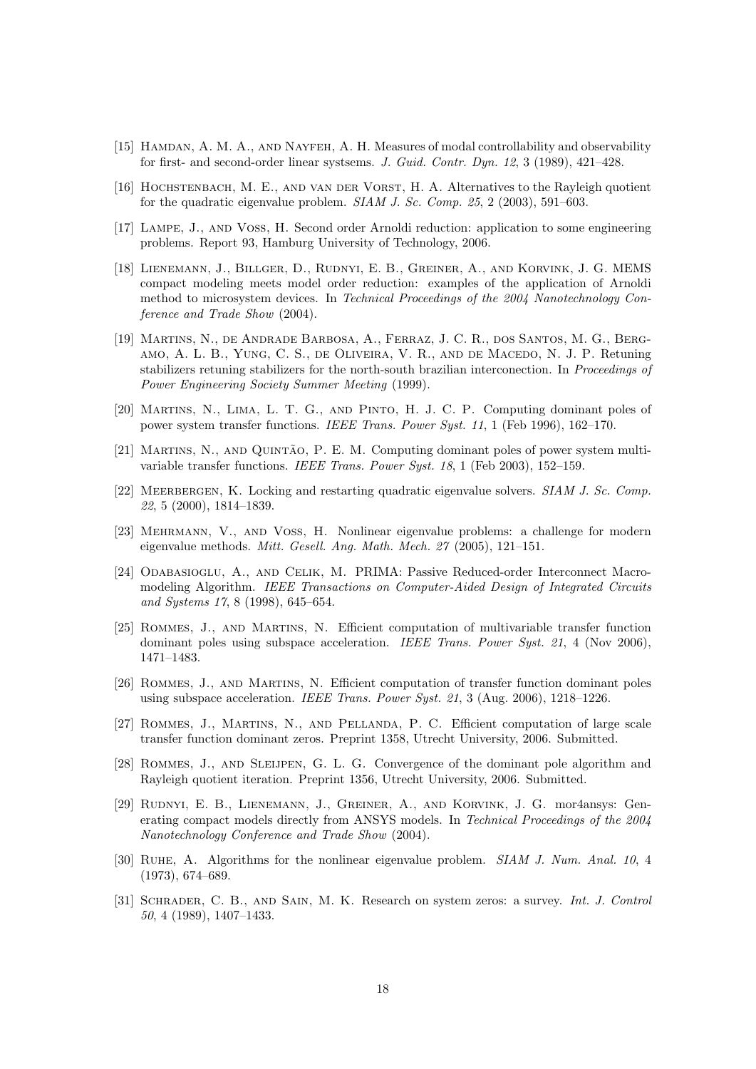[15] Hamdan, A. M. A., and Nayfeh, A. H. Measures of modal controllability and observability for first- and second-order linear systsems. *J. Guid. Contr. Dyn. 12*, 3 (1989), 421–428.

[16] Hochstenbach, M. E., and van der Vorst, H. A. Alternatives to the Rayleigh quotient for the quadratic eigenvalue problem. *SIAM J. Sc. Comp. 25*, 2 (2003), 591–603.

[17] Lampe, J., and Voss, H. Second order Arnoldi reduction: application to some engineering problems. Report 93, Hamburg University of Technology, 2006.

[18] Lienemann, J., Billger, D., Rudnyi, E. B., Greiner, A., and Korvink, J. G. MEMS compact modeling meets model order reduction: examples of the application of Arnoldi method to microsystem devices. In *Technical Proceedings of the 2004 Nanotechnology Conference and Trade Show* (2004).

[19] Martins, N., de Andrade Barbosa, A., Ferraz, J. C. R., dos Santos, M. G., Bergamo, A. L. B., Yung, C. S., de Oliveira, V. R., and de Macedo, N. J. P. Retuning stabilizers retuning stabilizers for the north-south brazilian interconection. In *Proceedings of Power Engineering Society Summer Meeting* (1999).

[20] Martins, N., Lima, L. T. G., and Pinto, H. J. C. P. Computing dominant poles of power system transfer functions. *IEEE Trans. Power Syst. 11*, 1 (Feb 1996), 162–170.

[21] Martins, N., and Quintão, P. E. M. Computing dominant poles of power system multivariable transfer functions. *IEEE Trans. Power Syst. 18*, 1 (Feb 2003), 152–159.

[22] Meerbergen, K. Locking and restarting quadratic eigenvalue solvers. *SIAM J. Sc. Comp. 22*, 5 (2000), 1814–1839.

[23] Mehrmann, V., and Voss, H. Nonlinear eigenvalue problems: a challenge for modern eigenvalue methods. *Mitt. Gesell. Ang. Math. Mech. 27* (2005), 121–151.

[24] Odabasioglu, A., and Celik, M. PRIMA: Passive Reduced-order Interconnect Macromodeling Algorithm. *IEEE Transactions on Computer-Aided Design of Integrated Circuits and Systems 17*, 8 (1998), 645–654.

[25] Rommes, J., and Martins, N. Efficient computation of multivariable transfer function dominant poles using subspace acceleration. *IEEE Trans. Power Syst. 21*, 4 (Nov 2006), 1471–1483.

[26] Rommes, J., and Martins, N. Efficient computation of transfer function dominant poles using subspace acceleration. *IEEE Trans. Power Syst. 21*, 3 (Aug. 2006), 1218–1226.

[27] Rommes, J., Martins, N., and Pellanda, P. C. Efficient computation of large scale transfer function dominant zeros. Preprint 1358, Utrecht University, 2006. Submitted.

[28] Rommes, J., and Sleijpen, G. L. G. Convergence of the dominant pole algorithm and Rayleigh quotient iteration. Preprint 1356, Utrecht University, 2006. Submitted.

[29] Rudnyi, E. B., Lienemann, J., Greiner, A., and Korvink, J. G. mor4ansys: Generating compact models directly from ANSYS models. In *Technical Proceedings of the 2004 Nanotechnology Conference and Trade Show* (2004).

[30] Ruhe, A. Algorithms for the nonlinear eigenvalue problem. *SIAM J. Num. Anal. 10*, 4 (1973), 674–689.

[31] Schrader, C. B., and Sain, M. K. Research on system zeros: a survey. *Int. J. Control 50*, 4 (1989), 1407–1433.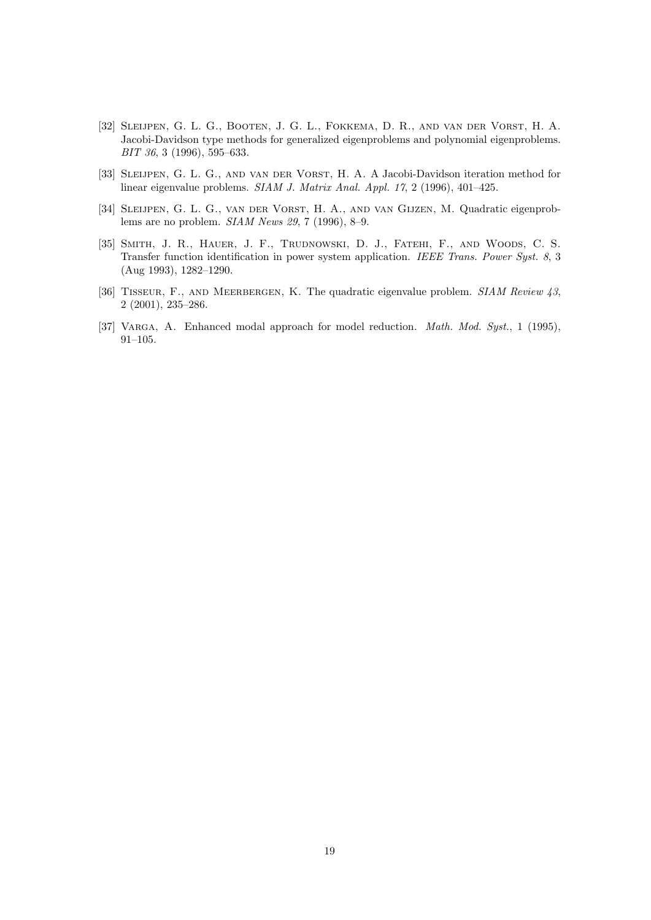[32] Sleijpen, G. L. G., Booten, J. G. L., Fokkema, D. R., and van der Vorst, H. A. Jacobi-Davidson type methods for generalized eigenproblems and polynomial eigenproblems. *BIT 36*, 3 (1996), 595–633.

[33] Sleijpen, G. L. G., and van der Vorst, H. A. A Jacobi-Davidson iteration method for linear eigenvalue problems. *SIAM J. Matrix Anal. Appl. 17*, 2 (1996), 401–425.

[34] Sleijpen, G. L. G., van der Vorst, H. A., and van Gijzen, M. Quadratic eigenproblems are no problem. *SIAM News 29*, 7 (1996), 8–9.

[35] Smith, J. R., Hauer, J. F., Trudnowski, D. J., Fatehi, F., and Woods, C. S. Transfer function identification in power system application. *IEEE Trans. Power Syst. 8*, 3 (Aug 1993), 1282–1290.

[36] Tisseur, F., and Meerbergen, K. The quadratic eigenvalue problem. *SIAM Review 43*, 2 (2001), 235–286.

[37] Varga, A. Enhanced modal approach for model reduction. *Math. Mod. Syst.*, 1 (1995), 91–105.